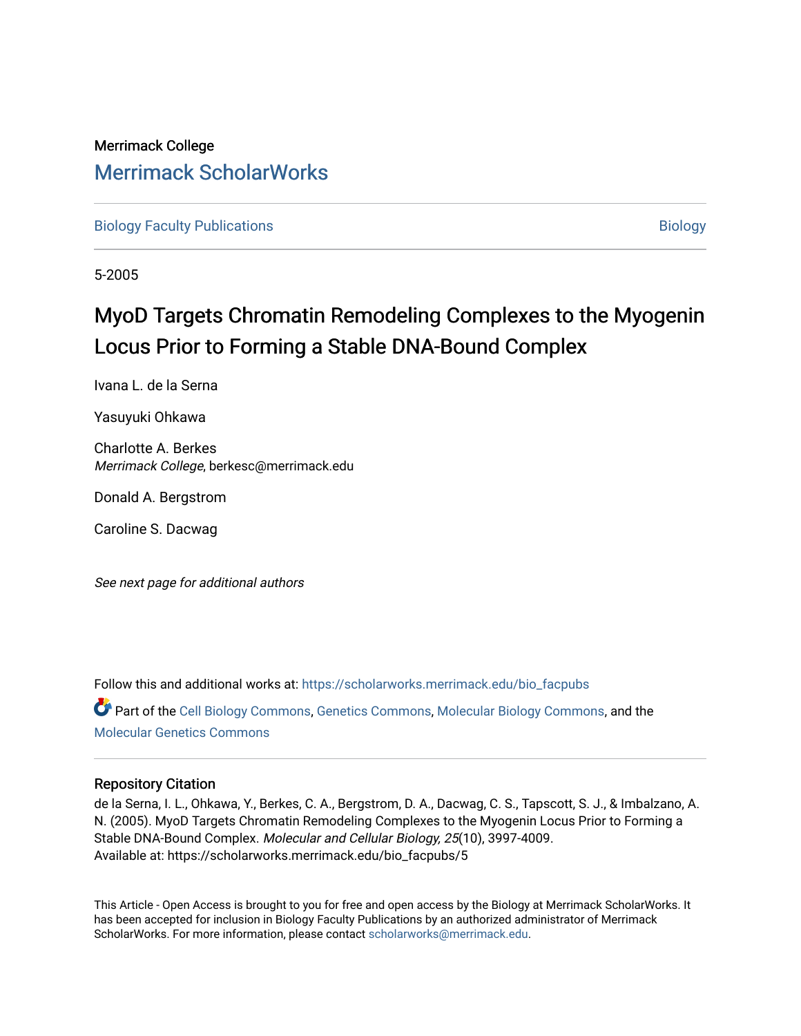Merrimack College

## Merrimack ScholarWorks

Biology Faculty Publications | Biology

5-2005

# MyoD Targets Chromatin Remodeling Complexes to the Myogenin Locus Prior to Forming a Stable DNA-Bound Complex

Ivana L. de la Serna

Yasuyuki Ohkawa

Charlotte A. Berkes
*Merrimack College*, berkesc@merrimack.edu

Donald A. Bergstrom

Caroline S. Dacwag

*See next page for additional authors*

Follow this and additional works at: https://scholarworks.merrimack.edu/bio_facpubs

Part of the Cell Biology Commons, Genetics Commons, Molecular Biology Commons, and the Molecular Genetics Commons

### Repository Citation

de la Serna, I. L., Ohkawa, Y., Berkes, C. A., Bergstrom, D. A., Dacwag, C. S., Tapscott, S. J., & Imbalzano, A. N. (2005). MyoD Targets Chromatin Remodeling Complexes to the Myogenin Locus Prior to Forming a Stable DNA-Bound Complex. *Molecular and Cellular Biology, 25*(10), 3997-4009.
Available at: https://scholarworks.merrimack.edu/bio_facpubs/5

This Article - Open Access is brought to you for free and open access by the Biology at Merrimack ScholarWorks. It has been accepted for inclusion in Biology Faculty Publications by an authorized administrator of Merrimack ScholarWorks. For more information, please contact scholarworks@merrimack.edu.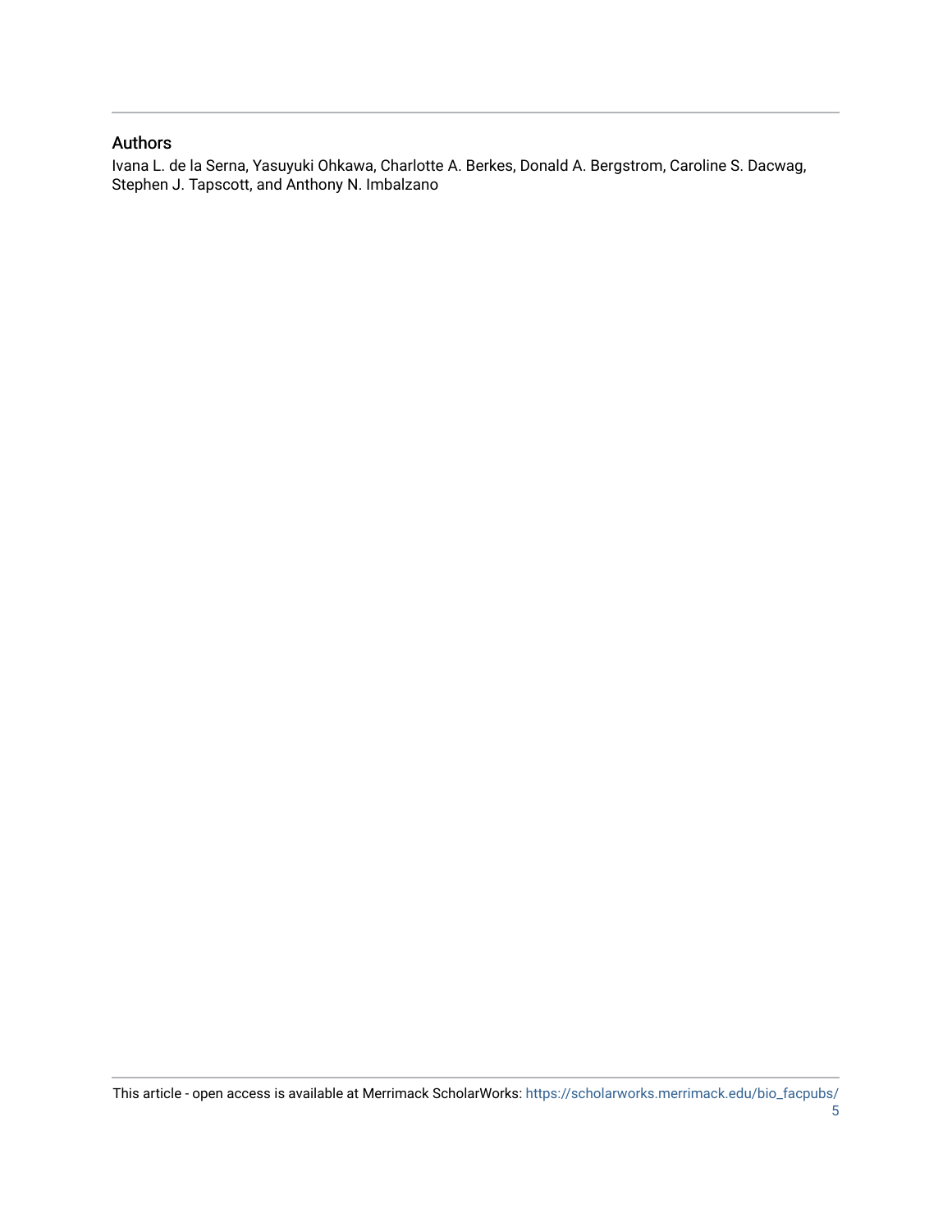## Authors

Ivana L. de la Serna, Yasuyuki Ohkawa, Charlotte A. Berkes, Donald A. Bergstrom, Caroline S. Dacwag, Stephen J. Tapscott, and Anthony N. Imbalzano

This article - open access is available at Merrimack ScholarWorks: https://scholarworks.merrimack.edu/bio_facpubs/5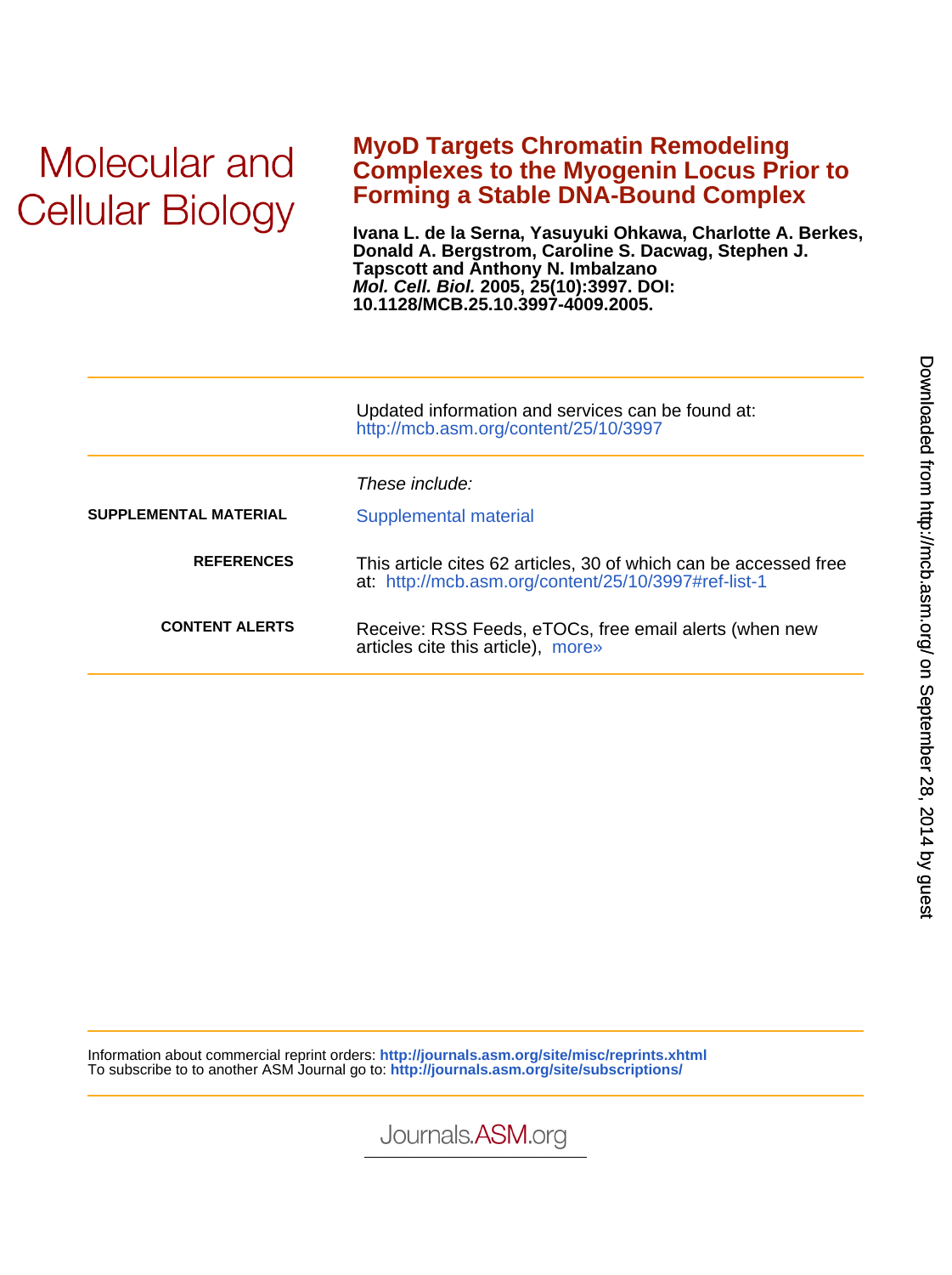Molecular and Cellular Biology

# MyoD Targets Chromatin Remodeling Complexes to the Myogenin Locus Prior to Forming a Stable DNA-Bound Complex

**Ivana L. de la Serna, Yasuyuki Ohkawa, Charlotte A. Berkes, Donald A. Bergstrom, Caroline S. Dacwag, Stephen J. Tapscott and Anthony N. Imbalzano**
***Mol. Cell. Biol.* 2005, 25(10):3997. DOI: 10.1128/MCB.25.10.3997-4009.2005.**

Updated information and services can be found at:
http://mcb.asm.org/content/25/10/3997

*These include:*

| | |
|---|---|
| **SUPPLEMENTAL MATERIAL** | Supplemental material |
| **REFERENCES** | This article cites 62 articles, 30 of which can be accessed free at: http://mcb.asm.org/content/25/10/3997#ref-list-1 |
| **CONTENT ALERTS** | Receive: RSS Feeds, eTOCs, free email alerts (when new articles cite this article), more» |

Information about commercial reprint orders: **http://journals.asm.org/site/misc/reprints.xhtml**
To subscribe to to another ASM Journal go to: **http://journals.asm.org/site/subscriptions/**

Journals.ASM.org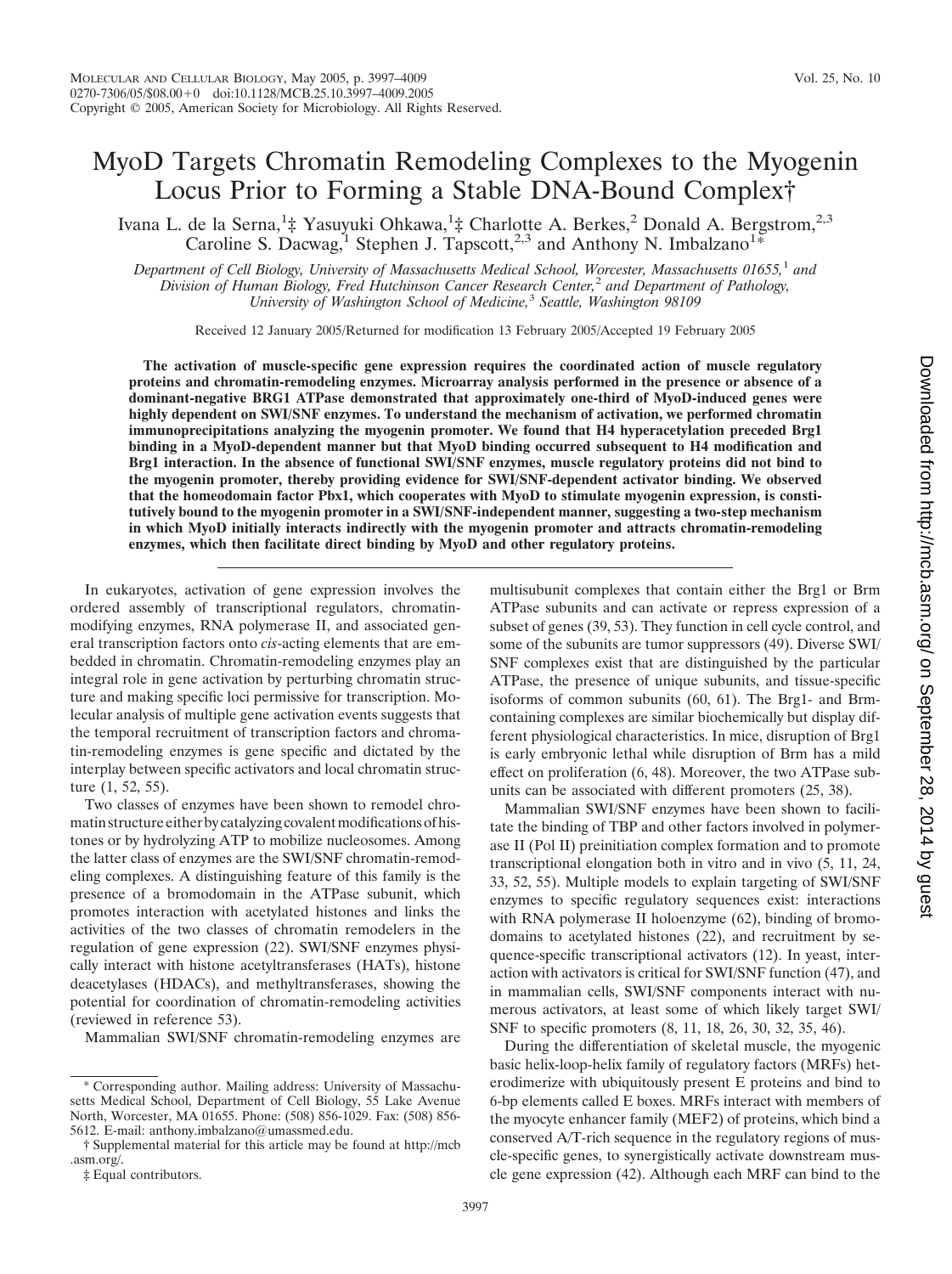# MyoD Targets Chromatin Remodeling Complexes to the Myogenin Locus Prior to Forming a Stable DNA-Bound Complex†

Ivana L. de la Serna,[1‡] Yasuyuki Ohkawa,[1‡] Charlotte A. Berkes,[2] Donald A. Bergstrom,[2,3] Caroline S. Dacwag,[1] Stephen J. Tapscott,[2,3] and Anthony N. Imbalzano[1*]

*Department of Cell Biology, University of Massachusetts Medical School, Worcester, Massachusetts 01655,[1] and Division of Human Biology, Fred Hutchinson Cancer Research Center,[2] and Department of Pathology, University of Washington School of Medicine,[3] Seattle, Washington 98109*

Received 12 January 2005/Returned for modification 13 February 2005/Accepted 19 February 2005

**The activation of muscle-specific gene expression requires the coordinated action of muscle regulatory proteins and chromatin-remodeling enzymes. Microarray analysis performed in the presence or absence of a dominant-negative BRG1 ATPase demonstrated that approximately one-third of MyoD-induced genes were highly dependent on SWI/SNF enzymes. To understand the mechanism of activation, we performed chromatin immunoprecipitations analyzing the myogenin promoter. We found that H4 hyperacetylation preceded Brg1 binding in a MyoD-dependent manner but that MyoD binding occurred subsequent to H4 modification and Brg1 interaction. In the absence of functional SWI/SNF enzymes, muscle regulatory proteins did not bind to the myogenin promoter, thereby providing evidence for SWI/SNF-dependent activator binding. We observed that the homeodomain factor Pbx1, which cooperates with MyoD to stimulate myogenin expression, is constitutively bound to the myogenin promoter in a SWI/SNF-independent manner, suggesting a two-step mechanism in which MyoD initially interacts indirectly with the myogenin promoter and attracts chromatin-remodeling enzymes, which then facilitate direct binding by MyoD and other regulatory proteins.**

In eukaryotes, activation of gene expression involves the ordered assembly of transcriptional regulators, chromatin-modifying enzymes, RNA polymerase II, and associated general transcription factors onto *cis*-acting elements that are embedded in chromatin. Chromatin-remodeling enzymes play an integral role in gene activation by perturbing chromatin structure and making specific loci permissive for transcription. Molecular analysis of multiple gene activation events suggests that the temporal recruitment of transcription factors and chromatin-remodeling enzymes is gene specific and dictated by the interplay between specific activators and local chromatin structure (1, 52, 55).

Two classes of enzymes have been shown to remodel chromatin structure either by catalyzing covalent modifications of histones or by hydrolyzing ATP to mobilize nucleosomes. Among the latter class of enzymes are the SWI/SNF chromatin-remodeling complexes. A distinguishing feature of this family is the presence of a bromodomain in the ATPase subunit, which promotes interaction with acetylated histones and links the activities of the two classes of chromatin remodelers in the regulation of gene expression (22). SWI/SNF enzymes physically interact with histone acetyltransferases (HATs), histone deacetylases (HDACs), and methyltransferases, showing the potential for coordination of chromatin-remodeling activities (reviewed in reference 53).

Mammalian SWI/SNF chromatin-remodeling enzymes are multisubunit complexes that contain either the Brg1 or Brm ATPase subunits and can activate or repress expression of a subset of genes (39, 53). They function in cell cycle control, and some of the subunits are tumor suppressors (49). Diverse SWI/SNF complexes exist that are distinguished by the particular ATPase, the presence of unique subunits, and tissue-specific isoforms of common subunits (60, 61). The Brg1- and Brm-containing complexes are similar biochemically but display different physiological characteristics. In mice, disruption of Brg1 is early embryonic lethal while disruption of Brm has a mild effect on proliferation (6, 48). Moreover, the two ATPase subunits can be associated with different promoters (25, 38).

Mammalian SWI/SNF enzymes have been shown to facilitate the binding of TBP and other factors involved in polymerase II (Pol II) preinitiation complex formation and to promote transcriptional elongation both in vitro and in vivo (5, 11, 24, 33, 52, 55). Multiple models to explain targeting of SWI/SNF enzymes to specific regulatory sequences exist: interactions with RNA polymerase II holoenzyme (62), binding of bromodomains to acetylated histones (22), and recruitment by sequence-specific transcriptional activators (12). In yeast, interaction with activators is critical for SWI/SNF function (47), and in mammalian cells, SWI/SNF components interact with numerous activators, at least some of which likely target SWI/SNF to specific promoters (8, 11, 18, 26, 30, 32, 35, 46).

During the differentiation of skeletal muscle, the myogenic basic helix-loop-helix family of regulatory factors (MRFs) heterodimerize with ubiquitously present E proteins and bind to 6-bp elements called E boxes. MRFs interact with members of the myocyte enhancer family (MEF2) of proteins, which bind a conserved A/T-rich sequence in the regulatory regions of muscle-specific genes, to synergistically activate downstream muscle gene expression (42). Although each MRF can bind to the

\* Corresponding author. Mailing address: University of Massachusetts Medical School, Department of Cell Biology, 55 Lake Avenue North, Worcester, MA 01655. Phone: (508) 856-1029. Fax: (508) 856-5612. E-mail: anthony.imbalzano@umassmed.edu.

† Supplemental material for this article may be found at http://mcb.asm.org/.

‡ Equal contributors.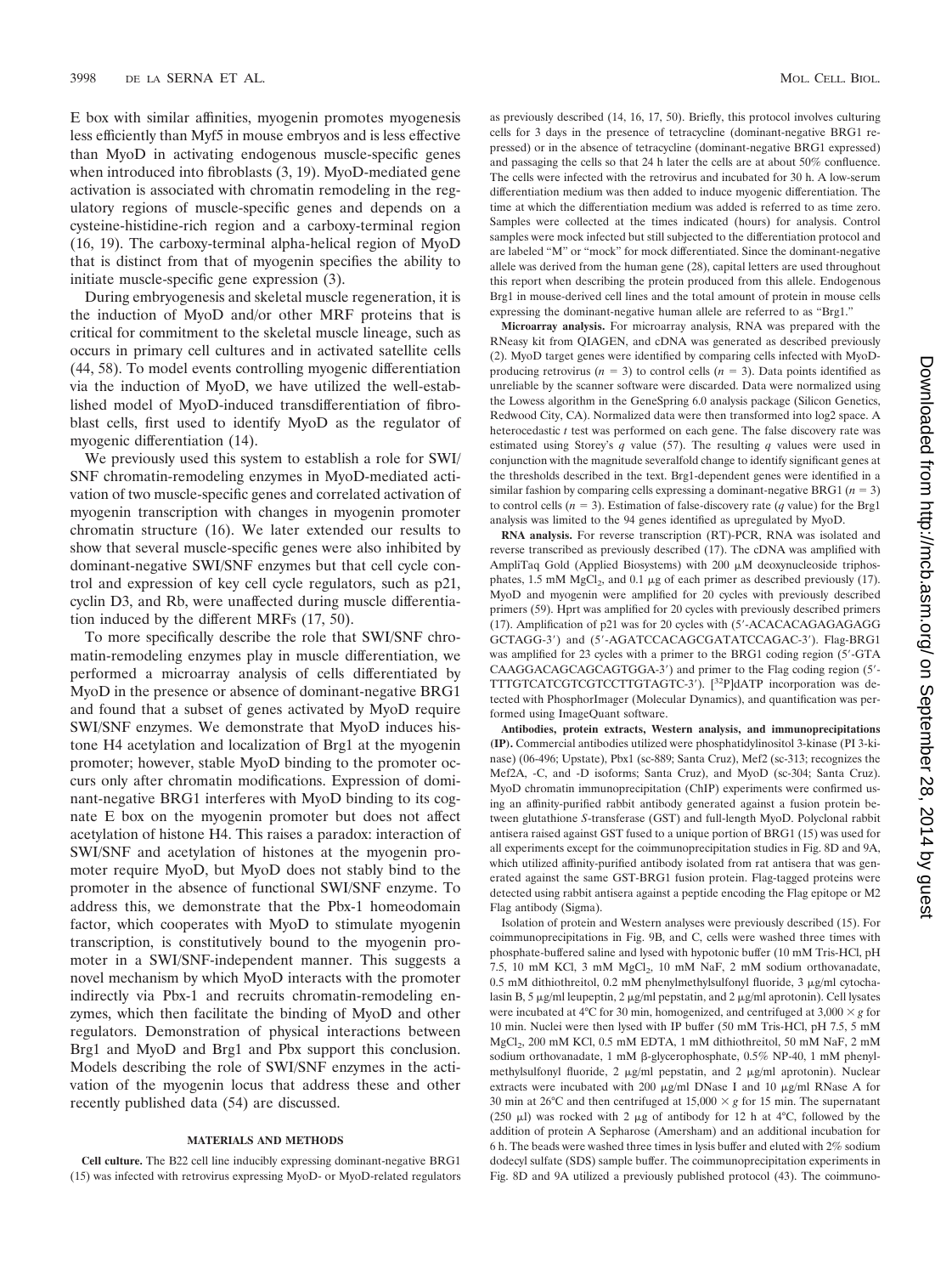E box with similar affinities, myogenin promotes myogenesis less efficiently than Myf5 in mouse embryos and is less effective than MyoD in activating endogenous muscle-specific genes when introduced into fibroblasts (3, 19). MyoD-mediated gene activation is associated with chromatin remodeling in the regulatory regions of muscle-specific genes and depends on a cysteine-histidine-rich region and a carboxy-terminal region (16, 19). The carboxy-terminal alpha-helical region of MyoD that is distinct from that of myogenin specifies the ability to initiate muscle-specific gene expression (3).

During embryogenesis and skeletal muscle regeneration, it is the induction of MyoD and/or other MRF proteins that is critical for commitment to the skeletal muscle lineage, such as occurs in primary cell cultures and in activated satellite cells (44, 58). To model events controlling myogenic differentiation via the induction of MyoD, we have utilized the well-established model of MyoD-induced transdifferentiation of fibroblast cells, first used to identify MyoD as the regulator of myogenic differentiation (14).

We previously used this system to establish a role for SWI/SNF chromatin-remodeling enzymes in MyoD-mediated activation of two muscle-specific genes and correlated activation of myogenin transcription with changes in myogenin promoter chromatin structure (16). We later extended our results to show that several muscle-specific genes were also inhibited by dominant-negative SWI/SNF enzymes but that cell cycle control and expression of key cell cycle regulators, such as p21, cyclin D3, and Rb, were unaffected during muscle differentiation induced by the different MRFs (17, 50).

To more specifically describe the role that SWI/SNF chromatin-remodeling enzymes play in muscle differentiation, we performed a microarray analysis of cells differentiated by MyoD in the presence or absence of dominant-negative BRG1 and found that a subset of genes activated by MyoD require SWI/SNF enzymes. We demonstrate that MyoD induces histone H4 acetylation and localization of Brg1 at the myogenin promoter; however, stable MyoD binding to the promoter occurs only after chromatin modifications. Expression of dominant-negative BRG1 interferes with MyoD binding to its cognate E box on the myogenin promoter but does not affect acetylation of histone H4. This raises a paradox: interaction of SWI/SNF and acetylation of histones at the myogenin promoter require MyoD, but MyoD does not stably bind to the promoter in the absence of functional SWI/SNF enzyme. To address this, we demonstrate that the Pbx-1 homeodomain factor, which cooperates with MyoD to stimulate myogenin transcription, is constitutively bound to the myogenin promoter in a SWI/SNF-independent manner. This suggests a novel mechanism by which MyoD interacts with the promoter indirectly via Pbx-1 and recruits chromatin-remodeling enzymes, which then facilitate the binding of MyoD and other regulators. Demonstration of physical interactions between Brg1 and MyoD and Brg1 and Pbx support this conclusion. Models describing the role of SWI/SNF enzymes in the activation of the myogenin locus that address these and other recently published data (54) are discussed.

## MATERIALS AND METHODS

**Cell culture.** The B22 cell line inducibly expressing dominant-negative BRG1 (15) was infected with retrovirus expressing MyoD- or MyoD-related regulators as previously described (14, 16, 17, 50). Briefly, this protocol involves culturing cells for 3 days in the presence of tetracycline (dominant-negative BRG1 repressed) or in the absence of tetracycline (dominant-negative BRG1 expressed) and passaging the cells so that 24 h later the cells are at about 50% confluence. The cells were infected with the retrovirus and incubated for 30 h. A low-serum differentiation medium was then added to induce myogenic differentiation. The time at which the differentiation medium was added is referred to as time zero. Samples were collected at the times indicated (hours) for analysis. Control samples were mock infected but still subjected to the differentiation protocol and are labeled "M" or "mock" for mock differentiated. Since the dominant-negative allele was derived from the human gene (28), capital letters are used throughout this report when describing the protein produced from this allele. Endogenous Brg1 in mouse-derived cell lines and the total amount of protein in mouse cells expressing the dominant-negative human allele are referred to as "Brg1."

**Microarray analysis.** For microarray analysis, RNA was prepared with the RNeasy kit from QIAGEN, and cDNA was generated as described previously (2). MyoD target genes were identified by comparing cells infected with MyoD-producing retrovirus ($n = 3$) to control cells ($n = 3$). Data points identified as unreliable by the scanner software were discarded. Data were normalized using the Lowess algorithm in the GeneSpring 6.0 analysis package (Silicon Genetics, Redwood City, CA). Normalized data were then transformed into log2 space. A heteroscedastic $t$ test was performed on each gene. The false discovery rate was estimated using Storey's $q$ value (57). The resulting $q$ values were used in conjunction with the magnitude severalfold change to identify significant genes at the thresholds described in the text. Brg1-dependent genes were identified in a similar fashion by comparing cells expressing a dominant-negative BRG1 ($n = 3$) to control cells ($n = 3$). Estimation of false-discovery rate ($q$ value) for the Brg1 analysis was limited to the 94 genes identified as upregulated by MyoD.

**RNA analysis.** For reverse transcription (RT)-PCR, RNA was isolated and reverse transcribed as previously described (17). The cDNA was amplified with AmpliTaq Gold (Applied Biosystems) with 200 μM deoxynucleoside triphosphates, 1.5 mM $MgCl_2$, and 0.1 μg of each primer as described previously (17). MyoD and myogenin were amplified for 20 cycles with previously described primers (59). Hprt was amplified for 20 cycles with previously described primers (17). Amplification of p21 was for 20 cycles with (5′-ACACACAGAGAGAGG GCTAGG-3′) and (5′-AGATCCACAGCGATATCCAGAC-3′). Flag-BRG1 was amplified for 23 cycles with a primer to the BRG1 coding region (5′-GTA CAAGGACAGCAGCAGTGGA-3′) and primer to the Flag coding region (5′-TTTGTCATCGTCGTCCTTGTAGTC-3′). [$^{32}$P]dATP incorporation was detected with PhosphorImager (Molecular Dynamics), and quantification was performed using ImageQuant software.

**Antibodies, protein extracts, Western analysis, and immunoprecipitations (IP).** Commercial antibodies utilized were phosphatidylinositol 3-kinase (PI 3-kinase) (06-496; Upstate), Pbx1 (sc-889; Santa Cruz), Mef2 (sc-313; recognizes the Mef2A, -C, and -D isoforms; Santa Cruz), and MyoD (sc-304; Santa Cruz). MyoD chromatin immunoprecipitation (ChIP) experiments were confirmed using an affinity-purified rabbit antibody generated against a fusion protein between glutathione S-transferase (GST) and full-length MyoD. Polyclonal rabbit antisera raised against GST fused to a unique portion of BRG1 (15) was used for all experiments except for the coimmunoprecipitation studies in Fig. 8D and 9A, which utilized affinity-purified antibody isolated from rat antisera that was generated against the same GST-BRG1 fusion protein. Flag-tagged proteins were detected using rabbit antisera against a peptide encoding the Flag epitope or M2 Flag antibody (Sigma).

Isolation of protein and Western analyses were previously described (15). For coimmunoprecipitations in Fig. 9B, and C, cells were washed three times with phosphate-buffered saline and lysed with hypotonic buffer (10 mM Tris-HCl, pH 7.5, 10 mM KCl, 3 mM $MgCl_2$, 10 mM NaF, 2 mM sodium orthovanadate, 0.5 mM dithiothreitol, 0.2 mM phenylmethylsulfonyl fluoride, 3 μg/ml cytochalasin B, 5 μg/ml leupeptin, 2 μg/ml pepstatin, and 2 μg/ml aprotonin). Cell lysates were incubated at 4°C for 30 min, homogenized, and centrifuged at 3,000 × g for 10 min. Nuclei were then lysed with IP buffer (50 mM Tris-HCl, pH 7.5, 5 mM $MgCl_2$, 200 mM KCl, 0.5 mM EDTA, 1 mM dithiothreitol, 50 mM NaF, 2 mM sodium orthovanadate, 1 mM β-glycerophosphate, 0.5% NP-40, 1 mM phenylmethylsulfonyl fluoride, 2 μg/ml pepstatin, and 2 μg/ml aprotonin). Nuclear extracts were incubated with 200 μg/ml DNase I and 10 μg/ml RNase A for 30 min at 26°C and then centrifuged at 15,000 × g for 15 min. The supernatant (250 μl) was rocked with 2 μg of antibody for 12 h at 4°C, followed by the addition of protein A Sepharose (Amersham) and an additional incubation for 6 h. The beads were washed three times in lysis buffer and eluted with 2% sodium dodecyl sulfate (SDS) sample buffer. The coimmunoprecipitation experiments in Fig. 8D and 9A utilized a previously published protocol (43). The coimmuno-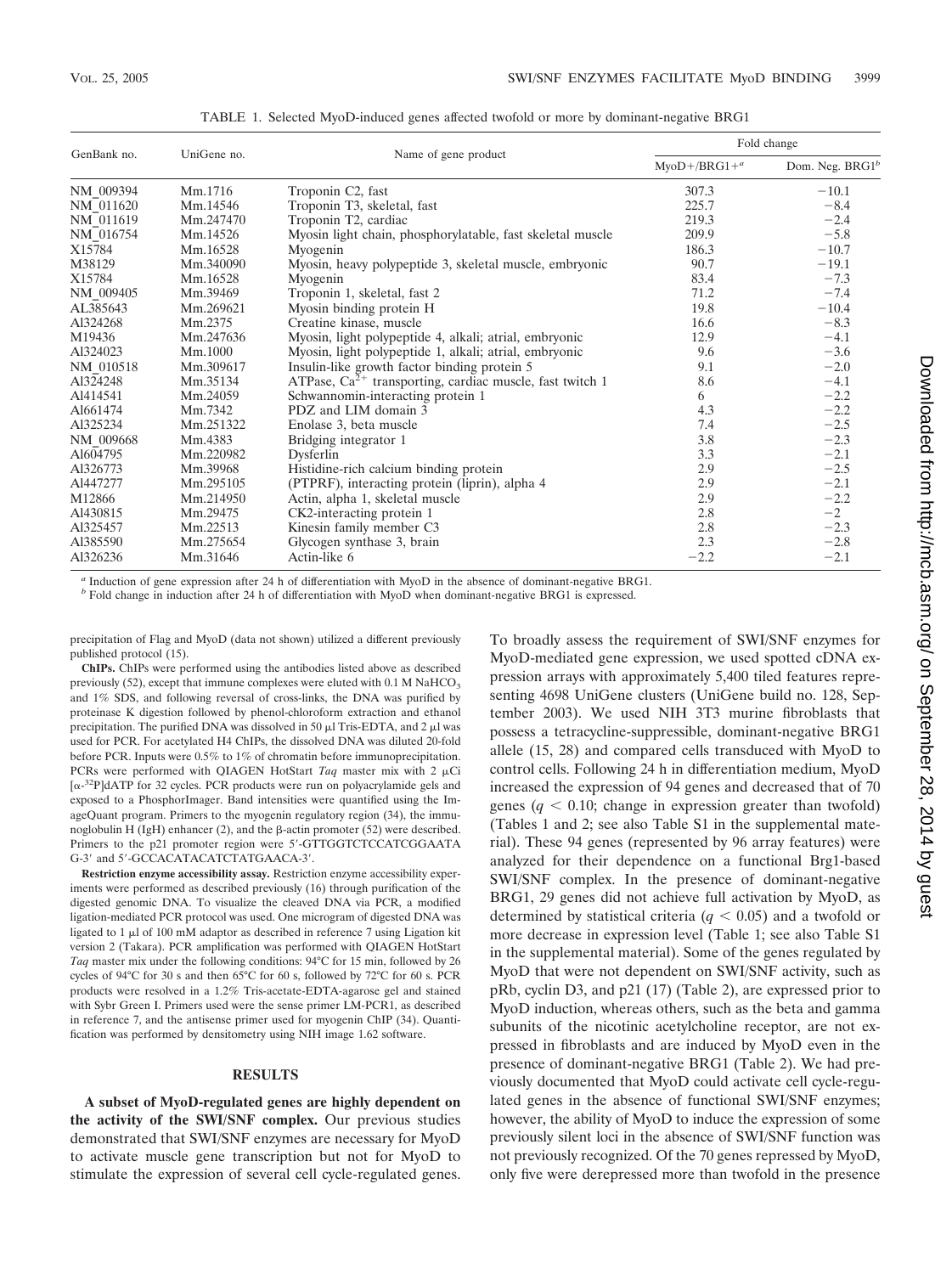TABLE 1. Selected MyoD-induced genes affected twofold or more by dominant-negative BRG1

| GenBank no. | UniGene no. | Name of gene product | Fold change | |
|---|---|---|---|---|
| | | | MyoD+/BRG1+[a] | Dom. Neg. BRG1[b] |
| NM_009394 | Mm.1716 | Troponin C2, fast | 307.3 | −10.1 |
| NM_011620 | Mm.14546 | Troponin T3, skeletal, fast | 225.7 | −8.4 |
| NM_011619 | Mm.247470 | Troponin T2, cardiac | 219.3 | −2.4 |
| NM_016754 | Mm.14526 | Myosin light chain, phosphorylatable, fast skeletal muscle | 209.9 | −5.8 |
| X15784 | Mm.16528 | Myogenin | 186.3 | −10.7 |
| M38129 | Mm.340090 | Myosin, heavy polypeptide 3, skeletal muscle, embryonic | 90.7 | −19.1 |
| X15784 | Mm.16528 | Myogenin | 83.4 | −7.3 |
| NM_009405 | Mm.39469 | Troponin 1, skeletal, fast 2 | 71.2 | −7.4 |
| AL385643 | Mm.269621 | Myosin binding protein H | 19.8 | −10.4 |
| AI324268 | Mm.2375 | Creatine kinase, muscle | 16.6 | −8.3 |
| M19436 | Mm.247636 | Myosin, light polypeptide 4, alkali; atrial, embryonic | 12.9 | −4.1 |
| AI324023 | Mm.1000 | Myosin, light polypeptide 1, alkali; atrial, embryonic | 9.6 | −3.6 |
| NM_010518 | Mm.309617 | Insulin-like growth factor binding protein 5 | 9.1 | −2.0 |
| AI324248 | Mm.35134 | ATPase, $Ca^{2+}$ transporting, cardiac muscle, fast twitch 1 | 8.6 | −4.1 |
| AI414541 | Mm.24059 | Schwannomin-interacting protein 1 | 6 | −2.2 |
| AI661474 | Mm.7342 | PDZ and LIM domain 3 | 4.3 | −2.2 |
| AI325234 | Mm.251322 | Enolase 3, beta muscle | 7.4 | −2.5 |
| NM_009668 | Mm.4383 | Bridging integrator 1 | 3.8 | −2.3 |
| AI604795 | Mm.220982 | Dysferlin | 3.3 | −2.1 |
| AI326773 | Mm.39968 | Histidine-rich calcium binding protein | 2.9 | −2.5 |
| AI447277 | Mm.295105 | (PTPRF), interacting protein (liprin), alpha 4 | 2.9 | −2.1 |
| M12866 | Mm.214950 | Actin, alpha 1, skeletal muscle | 2.9 | −2.2 |
| AI430815 | Mm.29475 | CK2-interacting protein 1 | 2.8 | −2 |
| AI325457 | Mm.22513 | Kinesin family member C3 | 2.8 | −2.3 |
| AI385590 | Mm.275654 | Glycogen synthase 3, brain | 2.3 | −2.8 |
| AI326236 | Mm.31646 | Actin-like 6 | −2.2 | −2.1 |

[a] Induction of gene expression after 24 h of differentiation with MyoD in the absence of dominant-negative BRG1.
[b] Fold change in induction after 24 h of differentiation with MyoD when dominant-negative BRG1 is expressed.

precipitation of Flag and MyoD (data not shown) utilized a different previously published protocol (15).

**ChIPs.** ChIPs were performed using the antibodies listed above as described previously (52), except that immune complexes were eluted with 0.1 M $NaHCO_3$ and 1% SDS, and following reversal of cross-links, the DNA was purified by proteinase K digestion followed by phenol-chloroform extraction and ethanol precipitation. The purified DNA was dissolved in 50 μl Tris-EDTA, and 2 μl was used for PCR. For acetylated H4 ChIPs, the dissolved DNA was diluted 20-fold before PCR. Inputs were 0.5% to 1% of chromatin before immunoprecipitation. PCRs were performed with QIAGEN HotStart *Taq* master mix with 2 μCi [$\alpha$-$^{32}$P]dATP for 32 cycles. PCR products were run on polyacrylamide gels and exposed to a PhosphorImager. Band intensities were quantified using the ImageQuant program. Primers to the myogenin regulatory region (34), the immunoglobulin H (IgH) enhancer (2), and the β-actin promoter (52) were described. Primers to the p21 promoter region were 5′-GTTGGTCTCCATCGGAATAG-3′ and 5′-GCCACATACATCTATGAACA-3′.

**Restriction enzyme accessibility assay.** Restriction enzyme accessibility experiments were performed as described previously (16) through purification of the digested genomic DNA. To visualize the cleaved DNA via PCR, a modified ligation-mediated PCR protocol was used. One microgram of digested DNA was ligated to 1 μl of 100 mM adaptor as described in reference 7 using Ligation kit version 2 (Takara). PCR amplification was performed with QIAGEN HotStart *Taq* master mix under the following conditions: 94°C for 15 min, followed by 26 cycles of 94°C for 30 s and then 65°C for 60 s, followed by 72°C for 60 s. PCR products were resolved in a 1.2% Tris-acetate-EDTA-agarose gel and stained with Sybr Green I. Primers used were the sense primer LM-PCR1, as described in reference 7, and the antisense primer used for myogenin ChIP (34). Quantification was performed by densitometry using NIH image 1.62 software.

## RESULTS

**A subset of MyoD-regulated genes are highly dependent on the activity of the SWI/SNF complex.** Our previous studies demonstrated that SWI/SNF enzymes are necessary for MyoD to activate muscle gene transcription but not for MyoD to stimulate the expression of several cell cycle-regulated genes. To broadly assess the requirement of SWI/SNF enzymes for MyoD-mediated gene expression, we used spotted cDNA expression arrays with approximately 5,400 tiled features representing 4698 UniGene clusters (UniGene build no. 128, September 2003). We used NIH 3T3 murine fibroblasts that possess a tetracycline-suppressible, dominant-negative BRG1 allele (15, 28) and compared cells transduced with MyoD to control cells. Following 24 h in differentiation medium, MyoD increased the expression of 94 genes and decreased that of 70 genes ($q < 0.10$; change in expression greater than twofold) (Tables 1 and 2; see also Table S1 in the supplemental material). These 94 genes (represented by 96 array features) were analyzed for their dependence on a functional Brg1-based SWI/SNF complex. In the presence of dominant-negative BRG1, 29 genes did not achieve full activation by MyoD, as determined by statistical criteria ($q < 0.05$) and a twofold or more decrease in expression level (Table 1; see also Table S1 in the supplemental material). Some of the genes regulated by MyoD that were not dependent on SWI/SNF activity, such as pRb, cyclin D3, and p21 (17) (Table 2), are expressed prior to MyoD induction, whereas others, such as the beta and gamma subunits of the nicotinic acetylcholine receptor, are not expressed in fibroblasts and are induced by MyoD even in the presence of dominant-negative BRG1 (Table 2). We had previously documented that MyoD could activate cell cycle-regulated genes in the absence of functional SWI/SNF enzymes; however, the ability of MyoD to induce the expression of some previously silent loci in the absence of SWI/SNF function was not previously recognized. Of the 70 genes repressed by MyoD, only five were derepressed more than twofold in the presence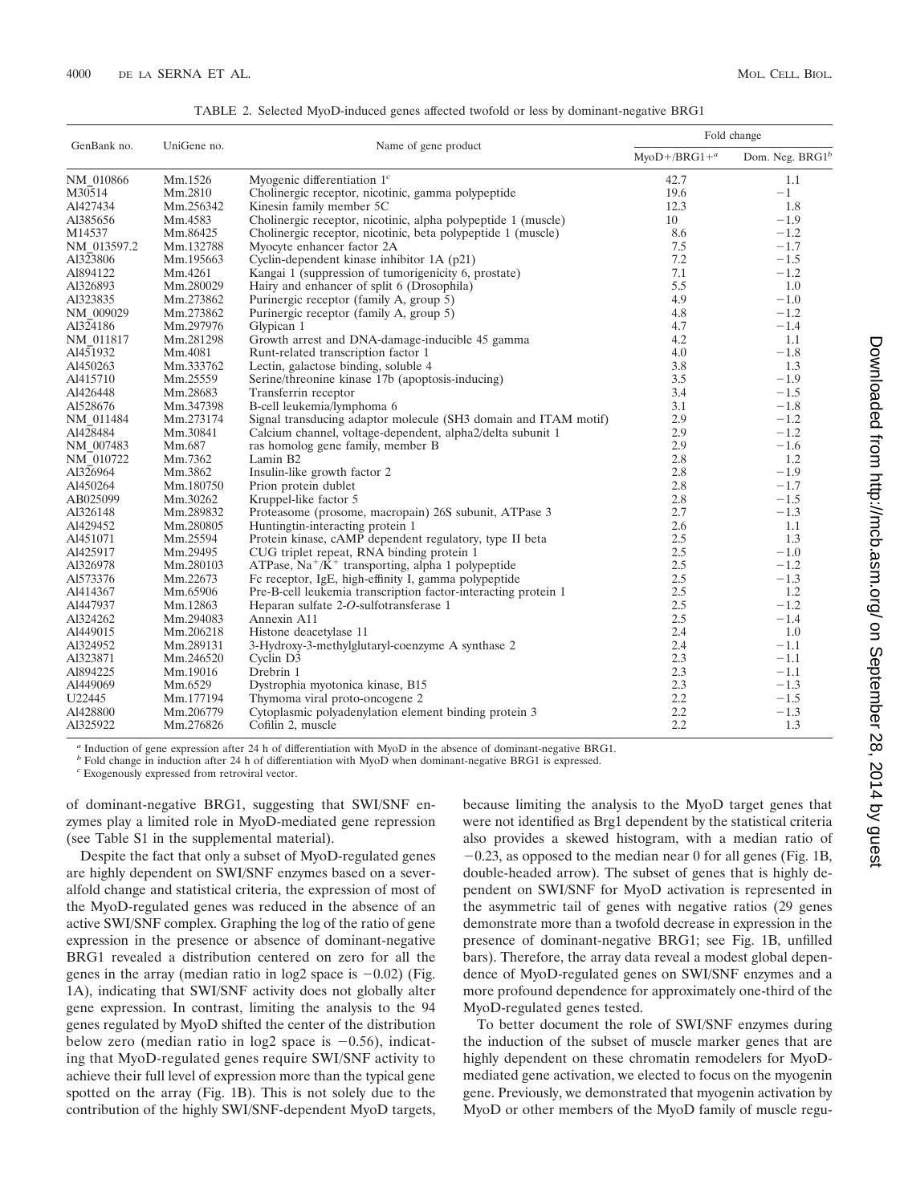TABLE 2. Selected MyoD-induced genes affected twofold or less by dominant-negative BRG1

| GenBank no. | UniGene no. | Name of gene product | Fold change | |
|---|---|---|---|---|
| | | | MyoD+/BRG1+[a] | Dom. Neg. BRG1[b] |
| NM_010866 | Mm.1526 | Myogenic differentiation 1[c] | 42.7 | 1.1 |
| M30514 | Mm.2810 | Cholinergic receptor, nicotinic, gamma polypeptide | 19.6 | −1 |
| AI427434 | Mm.256342 | Kinesin family member 5C | 12.3 | 1.8 |
| AI385656 | Mm.4583 | Cholinergic receptor, nicotinic, alpha polypeptide 1 (muscle) | 10 | −1.9 |
| M14537 | Mm.86425 | Cholinergic receptor, nicotinic, beta polypeptide 1 (muscle) | 8.6 | −1.2 |
| NM_013597.2 | Mm.132788 | Myocyte enhancer factor 2A | 7.5 | −1.7 |
| AI323806 | Mm.195663 | Cyclin-dependent kinase inhibitor 1A (p21) | 7.2 | −1.5 |
| AI894122 | Mm.4261 | Kangai 1 (suppression of tumorigenicity 6, prostate) | 7.1 | −1.2 |
| AI326893 | Mm.280029 | Hairy and enhancer of split 6 (Drosophila) | 5.5 | 1.0 |
| AI323835 | Mm.273862 | Purinergic receptor (family A, group 5) | 4.9 | −1.0 |
| NM_009029 | Mm.273862 | Purinergic receptor (family A, group 5) | 4.8 | −1.2 |
| AI324186 | Mm.297976 | Glypican 1 | 4.7 | −1.4 |
| NM_011817 | Mm.281298 | Growth arrest and DNA-damage-inducible 45 gamma | 4.2 | 1.1 |
| AI451932 | Mm.4081 | Runt-related transcription factor 1 | 4.0 | −1.8 |
| AI450263 | Mm.333762 | Lectin, galactose binding, soluble 4 | 3.8 | 1.3 |
| AI415710 | Mm.25559 | Serine/threonine kinase 17b (apoptosis-inducing) | 3.5 | −1.9 |
| AI426448 | Mm.28683 | Transferrin receptor | 3.4 | −1.5 |
| AI528676 | Mm.347398 | B-cell leukemia/lymphoma 6 | 3.1 | −1.8 |
| NM_011484 | Mm.273174 | Signal transducing adaptor molecule (SH3 domain and ITAM motif) | 2.9 | −1.2 |
| AI428484 | Mm.30841 | Calcium channel, voltage-dependent, alpha2/delta subunit 1 | 2.9 | −1.2 |
| NM_007483 | Mm.687 | ras homolog gene family, member B | 2.9 | −1.6 |
| NM_010722 | Mm.7362 | Lamin B2 | 2.8 | 1.2 |
| AI326964 | Mm.3862 | Insulin-like growth factor 2 | 2.8 | −1.9 |
| AI450264 | Mm.180750 | Prion protein dublet | 2.8 | −1.7 |
| AB025099 | Mm.30262 | Kruppel-like factor 5 | 2.8 | −1.5 |
| AI326148 | Mm.289832 | Proteasome (prosome, macropain) 26S subunit, ATPase 3 | 2.7 | −1.3 |
| AI429452 | Mm.280805 | Huntingtin-interacting protein 1 | 2.6 | 1.1 |
| AI451071 | Mm.25594 | Protein kinase, cAMP dependent regulatory, type II beta | 2.5 | 1.3 |
| AI425917 | Mm.29495 | CUG triplet repeat, RNA binding protein 1 | 2.5 | −1.0 |
| AI326978 | Mm.280103 | ATPase, $Na^+/K^+$ transporting, alpha 1 polypeptide | 2.5 | −1.2 |
| AI573376 | Mm.22673 | Fc receptor, IgE, high-affinity I, gamma polypeptide | 2.5 | −1.3 |
| AI414367 | Mm.65906 | Pre-B-cell leukemia transcription factor-interacting protein 1 | 2.5 | 1.2 |
| AI447937 | Mm.12863 | Heparan sulfate 2-O-sulfotransferase 1 | 2.5 | −1.2 |
| AI324262 | Mm.294083 | Annexin A11 | 2.5 | −1.4 |
| AI449015 | Mm.206218 | Histone deacetylase 11 | 2.4 | 1.0 |
| AI324952 | Mm.289131 | 3-Hydroxy-3-methylglutaryl-coenzyme A synthase 2 | 2.4 | −1.1 |
| AI323871 | Mm.246520 | Cyclin D3 | 2.3 | −1.1 |
| AI894225 | Mm.19016 | Drebrin 1 | 2.3 | −1.1 |
| AI449069 | Mm.6529 | Dystrophia myotonica kinase, B15 | 2.3 | −1.3 |
| U22445 | Mm.177194 | Thymoma viral proto-oncogene 2 | 2.2 | −1.5 |
| AI428800 | Mm.206779 | Cytoplasmic polyadenylation element binding protein 3 | 2.2 | −1.3 |
| AI325922 | Mm.276826 | Cofilin 2, muscle | 2.2 | 1.3 |

[a] Induction of gene expression after 24 h of differentiation with MyoD in the absence of dominant-negative BRG1.
[b] Fold change in induction after 24 h of differentiation with MyoD when dominant-negative BRG1 is expressed.
[c] Exogenously expressed from retroviral vector.

of dominant-negative BRG1, suggesting that SWI/SNF enzymes play a limited role in MyoD-mediated gene repression (see Table S1 in the supplemental material).

Despite the fact that only a subset of MyoD-regulated genes are highly dependent on SWI/SNF enzymes based on a severalfold change and statistical criteria, the expression of most of the MyoD-regulated genes was reduced in the absence of an active SWI/SNF complex. Graphing the log of the ratio of gene expression in the presence or absence of dominant-negative BRG1 revealed a distribution centered on zero for all the genes in the array (median ratio in log2 space is −0.02) (Fig. 1A), indicating that SWI/SNF activity does not globally alter gene expression. In contrast, limiting the analysis to the 94 genes regulated by MyoD shifted the center of the distribution below zero (median ratio in log2 space is −0.56), indicating that MyoD-regulated genes require SWI/SNF activity to achieve their full level of expression more than the typical gene spotted on the array (Fig. 1B). This is not solely due to the contribution of the highly SWI/SNF-dependent MyoD targets, because limiting the analysis to the MyoD target genes that were not identified as Brg1 dependent by the statistical criteria also provides a skewed histogram, with a median ratio of −0.23, as opposed to the median near 0 for all genes (Fig. 1B, double-headed arrow). The subset of genes that is highly dependent on SWI/SNF for MyoD activation is represented in the asymmetric tail of genes with negative ratios (29 genes demonstrate more than a twofold decrease in expression in the presence of dominant-negative BRG1; see Fig. 1B, unfilled bars). Therefore, the array data reveal a modest global dependence of MyoD-regulated genes on SWI/SNF enzymes and a more profound dependence for approximately one-third of the MyoD-regulated genes tested.

To better document the role of SWI/SNF enzymes during the induction of the subset of muscle marker genes that are highly dependent on these chromatin remodelers for MyoD-mediated gene activation, we elected to focus on the myogenin gene. Previously, we demonstrated that myogenin activation by MyoD or other members of the MyoD family of muscle regu-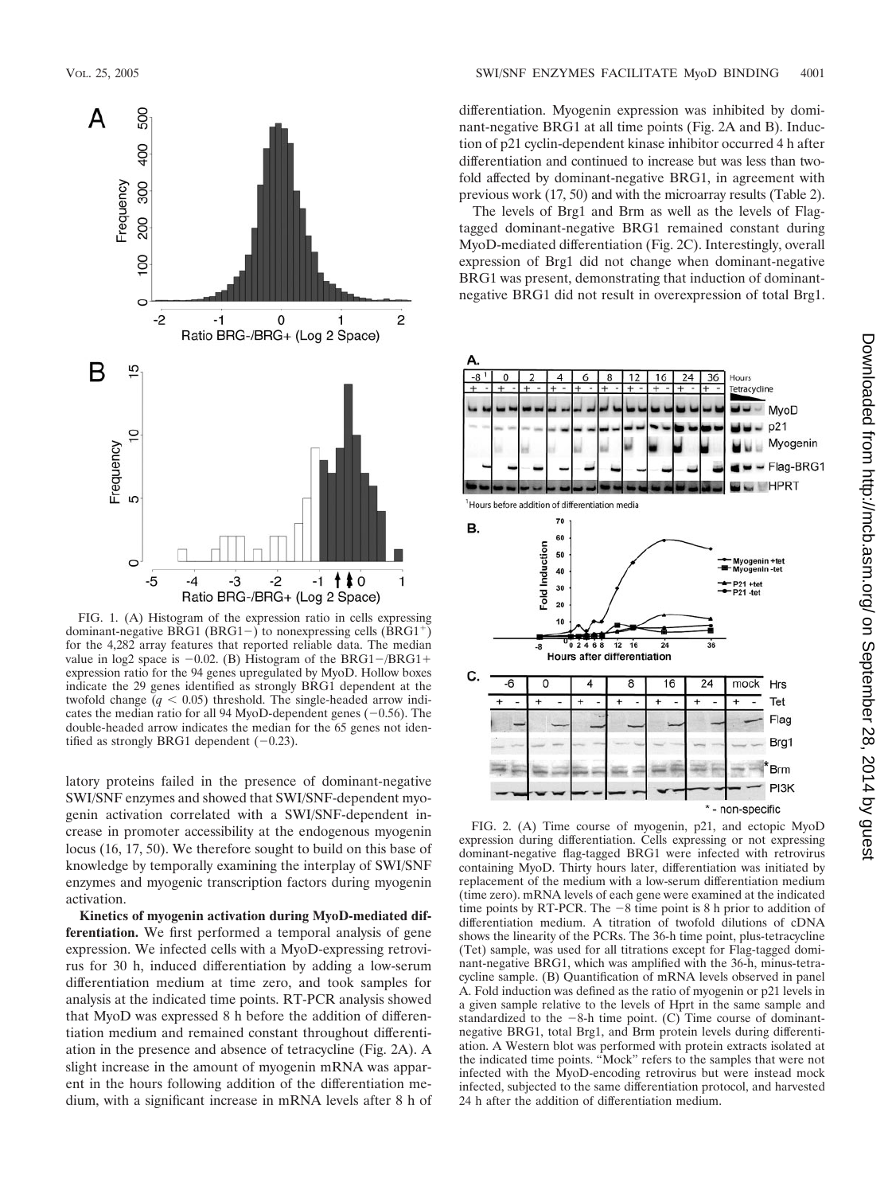FIG. 1. (A) Histogram of the expression ratio in cells expressing dominant-negative BRG1 (BRG1−) to nonexpressing cells (BRG1+) for the 4,282 array features that reported reliable data. The median value in log2 space is −0.02. (B) Histogram of the BRG1−/BRG1+ expression ratio for the 94 genes upregulated by MyoD. Hollow boxes indicate the 29 genes identified as strongly BRG1 dependent at the twofold change ($q < 0.05$) threshold. The single-headed arrow indicates the median ratio for all 94 MyoD-dependent genes (−0.56). The double-headed arrow indicates the median for the 65 genes not identified as strongly BRG1 dependent (−0.23).

latory proteins failed in the presence of dominant-negative SWI/SNF enzymes and showed that SWI/SNF-dependent myogenin activation correlated with a SWI/SNF-dependent increase in promoter accessibility at the endogenous myogenin locus (16, 17, 50). We therefore sought to build on this base of knowledge by temporally examining the interplay of SWI/SNF enzymes and myogenic transcription factors during myogenin activation.

**Kinetics of myogenin activation during MyoD-mediated differentiation.** We first performed a temporal analysis of gene expression. We infected cells with a MyoD-expressing retrovirus for 30 h, induced differentiation by adding a low-serum differentiation medium at time zero, and took samples for analysis at the indicated time points. RT-PCR analysis showed that MyoD was expressed 8 h before the addition of differentiation medium and remained constant throughout differentiation in the presence and absence of tetracycline (Fig. 2A). A slight increase in the amount of myogenin mRNA was apparent in the hours following addition of the differentiation medium, with a significant increase in mRNA levels after 8 h of differentiation. Myogenin expression was inhibited by dominant-negative BRG1 at all time points (Fig. 2A and B). Induction of p21 cyclin-dependent kinase inhibitor occurred 4 h after differentiation and continued to increase but was less than twofold affected by dominant-negative BRG1, in agreement with previous work (17, 50) and with the microarray results (Table 2).

The levels of Brg1 and Brm as well as the levels of Flag-tagged dominant-negative BRG1 remained constant during MyoD-mediated differentiation (Fig. 2C). Interestingly, overall expression of Brg1 did not change when dominant-negative BRG1 was present, demonstrating that induction of dominant-negative BRG1 did not result in overexpression of total Brg1.

FIG. 2. (A) Time course of myogenin, p21, and ectopic MyoD expression during differentiation. Cells expressing or not expressing dominant-negative flag-tagged BRG1 were infected with retrovirus containing MyoD. Thirty hours later, differentiation was initiated by replacement of the medium with a low-serum differentiation medium (time zero). mRNA levels of each gene were examined at the indicated time points by RT-PCR. The −8 time point is 8 h prior to addition of differentiation medium. A titration of twofold dilutions of cDNA shows the linearity of the PCRs. The 36-h time point, plus-tetracycline (Tet) sample, was used for all titrations except for Flag-tagged dominant-negative BRG1, which was amplified with the 36-h, minus-tetracycline sample. (B) Quantification of mRNA levels observed in panel A. Fold induction was defined as the ratio of myogenin or p21 levels in a given sample relative to the levels of Hprt in the same sample and standardized to the −8-h time point. (C) Time course of dominant-negative BRG1, total Brg1, and Brm protein levels during differentiation. A Western blot was performed with protein extracts isolated at the indicated time points. "Mock" refers to the samples that were not infected with the MyoD-encoding retrovirus but were instead mock infected, subjected to the same differentiation protocol, and harvested 24 h after the addition of differentiation medium.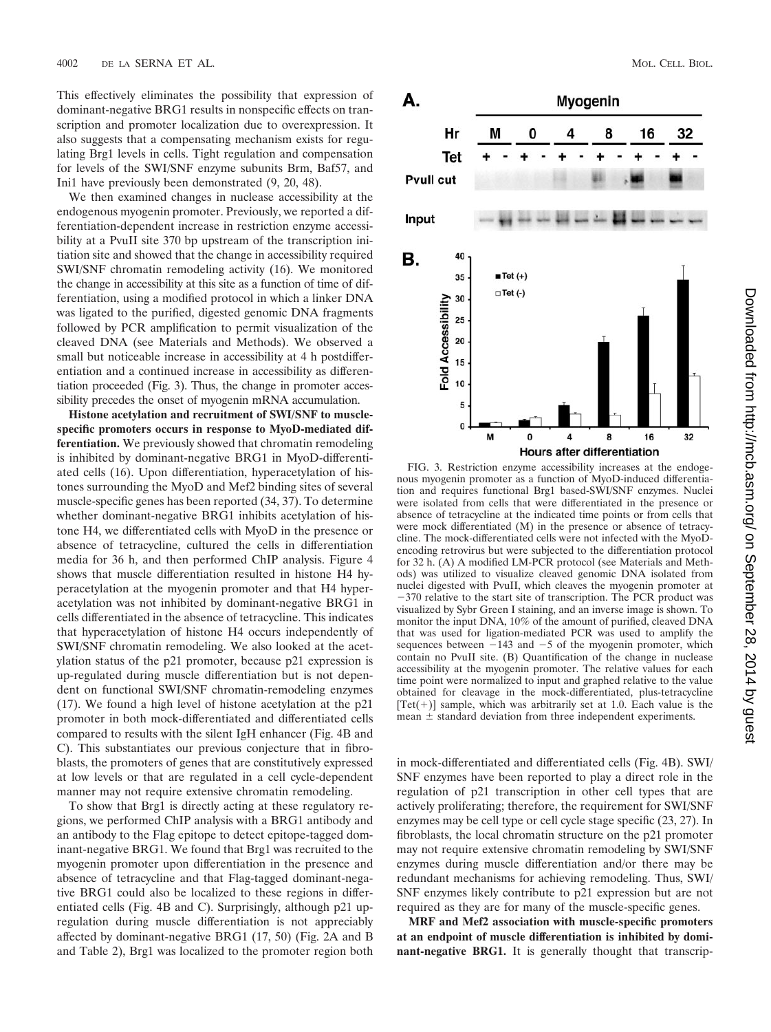This effectively eliminates the possibility that expression of dominant-negative BRG1 results in nonspecific effects on transcription and promoter localization due to overexpression. It also suggests that a compensating mechanism exists for regulating Brg1 levels in cells. Tight regulation and compensation for levels of the SWI/SNF enzyme subunits Brm, Baf57, and Ini1 have previously been demonstrated (9, 20, 48).

We then examined changes in nuclease accessibility at the endogenous myogenin promoter. Previously, we reported a differentiation-dependent increase in restriction enzyme accessibility at a PvuII site 370 bp upstream of the transcription initiation site and showed that the change in accessibility required SWI/SNF chromatin remodeling activity (16). We monitored the change in accessibility at this site as a function of time of differentiation, using a modified protocol in which a linker DNA was ligated to the purified, digested genomic DNA fragments followed by PCR amplification to permit visualization of the cleaved DNA (see Materials and Methods). We observed a small but noticeable increase in accessibility at 4 h postdifferentiation and a continued increase in accessibility as differentiation proceeded (Fig. 3). Thus, the change in promoter accessibility precedes the onset of myogenin mRNA accumulation.

**Histone acetylation and recruitment of SWI/SNF to muscle-specific promoters occurs in response to MyoD-mediated differentiation.** We previously showed that chromatin remodeling is inhibited by dominant-negative BRG1 in MyoD-differentiated cells (16). Upon differentiation, hyperacetylation of histones surrounding the MyoD and Mef2 binding sites of several muscle-specific genes has been reported (34, 37). To determine whether dominant-negative BRG1 inhibits acetylation of histone H4, we differentiated cells with MyoD in the presence or absence of tetracycline, cultured the cells in differentiation media for 36 h, and then performed ChIP analysis. Figure 4 shows that muscle differentiation resulted in histone H4 hyperacetylation at the myogenin promoter and that H4 hyperacetylation was not inhibited by dominant-negative BRG1 in cells differentiated in the absence of tetracycline. This indicates that hyperacetylation of histone H4 occurs independently of SWI/SNF chromatin remodeling. We also looked at the acetylation status of the p21 promoter, because p21 expression is up-regulated during muscle differentiation but is not dependent on functional SWI/SNF chromatin-remodeling enzymes (17). We found a high level of histone acetylation at the p21 promoter in both mock-differentiated and differentiated cells compared to results with the silent IgH enhancer (Fig. 4B and C). This substantiates our previous conjecture that in fibroblasts, the promoters of genes that are constitutively expressed at low levels or that are regulated in a cell cycle-dependent manner may not require extensive chromatin remodeling.

To show that Brg1 is directly acting at these regulatory regions, we performed ChIP analysis with a BRG1 antibody and an antibody to the Flag epitope to detect epitope-tagged dominant-negative BRG1. We found that Brg1 was recruited to the myogenin promoter upon differentiation in the presence and absence of tetracycline and that Flag-tagged dominant-negative BRG1 could also be localized to these regions in differentiated cells (Fig. 4B and C). Surprisingly, although p21 up-regulation during muscle differentiation is not appreciably affected by dominant-negative BRG1 (17, 50) (Fig. 2A and B and Table 2), Brg1 was localized to the promoter region both in mock-differentiated and differentiated cells (Fig. 4B). SWI/SNF enzymes have been reported to play a direct role in the regulation of p21 transcription in other cell types that are actively proliferating; therefore, the requirement for SWI/SNF enzymes may be cell type or cell cycle stage specific (23, 27). In fibroblasts, the local chromatin structure on the p21 promoter may not require extensive chromatin remodeling by SWI/SNF enzymes during muscle differentiation and/or there may be redundant mechanisms for achieving remodeling. Thus, SWI/SNF enzymes likely contribute to p21 expression but are not required as they are for many of the muscle-specific genes.

FIG. 3. Restriction enzyme accessibility increases at the endogenous myogenin promoter as a function of MyoD-induced differentiation and requires functional Brg1 based-SWI/SNF enzymes. Nuclei were isolated from cells that were differentiated in the presence or absence of tetracycline at the indicated time points or from cells that were mock differentiated (M) in the presence or absence of tetracycline. The mock-differentiated cells were not infected with the MyoD-encoding retrovirus but were subjected to the differentiation protocol for 32 h. (A) A modified LM-PCR protocol (see Materials and Methods) was utilized to visualize cleaved genomic DNA isolated from nuclei digested with PvuII, which cleaves the myogenin promoter at −370 relative to the start site of transcription. The PCR product was visualized by Sybr Green I staining, and an inverse image is shown. To monitor the input DNA, 10% of the amount of purified, cleaved DNA that was used for ligation-mediated PCR was used to amplify the sequences between −143 and −5 of the myogenin promoter, which contain no PvuII site. (B) Quantification of the change in nuclease accessibility at the myogenin promoter. The relative values for each time point were normalized to input and graphed relative to the value obtained for cleavage in the mock-differentiated, plus-tetracycline [Tet(+)] sample, which was arbitrarily set at 1.0. Each value is the mean ± standard deviation from three independent experiments.

**MRF and Mef2 association with muscle-specific promoters at an endpoint of muscle differentiation is inhibited by dominant-negative BRG1.** It is generally thought that transcrip-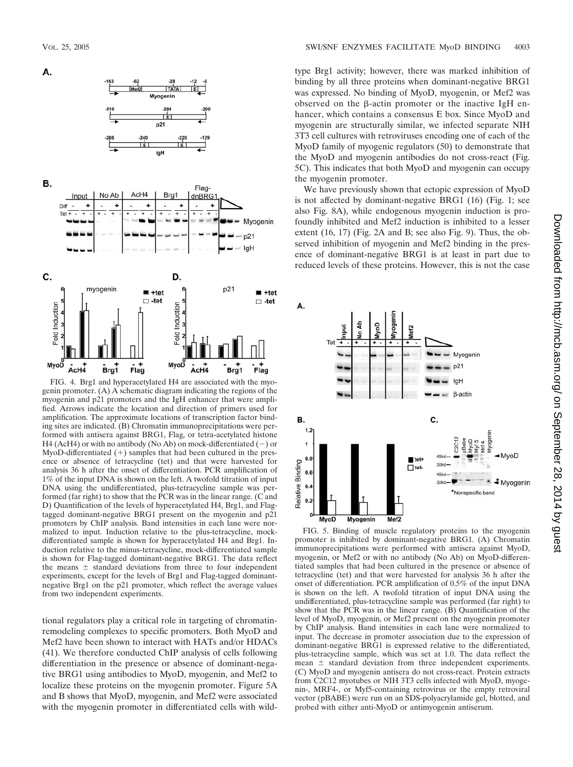FIG. 4. Brg1 and hyperacetylated H4 are associated with the myogenin promoter. (A) A schematic diagram indicating the regions of the myogenin and p21 promoters and the IgH enhancer that were amplified. Arrows indicate the location and direction of primers used for amplification. The approximate locations of transcription factor binding sites are indicated. (B) Chromatin immunoprecipitations were performed with antisera against BRG1, Flag, or tetra-acetylated histone H4 (AcH4) or with no antibody (No Ab) on mock-differentiated (−) or MyoD-differentiated (+) samples that had been cultured in the presence or absence of tetracycline (tet) and that were harvested for analysis 36 h after the onset of differentiation. PCR amplification of 1% of the input DNA is shown on the left. A twofold titration of input DNA using the undifferentiated, plus-tetracycline sample was performed (far right) to show that the PCR was in the linear range. (C and D) Quantification of the levels of hyperacetylated H4, Brg1, and Flag-tagged dominant-negative BRG1 present on the myogenin and p21 promoters by ChIP analysis. Band intensities in each lane were normalized to input. Induction relative to the plus-tetracycline, mock-differentiated sample is shown for hyperacetylated H4 and Brg1. Induction relative to the minus-tetracycline, mock-differentiated sample is shown for Flag-tagged dominant-negative BRG1. The data reflect the means ± standard deviations from three to four independent experiments, except for the levels of Brg1 and Flag-tagged dominant-negative Brg1 on the p21 promoter, which reflect the average values from two independent experiments.

tional regulators play a critical role in targeting of chromatin-remodeling complexes to specific promoters. Both MyoD and Mef2 have been shown to interact with HATs and/or HDACs (41). We therefore conducted ChIP analysis of cells following differentiation in the presence or absence of dominant-negative BRG1 using antibodies to MyoD, myogenin, and Mef2 to localize these proteins on the myogenin promoter. Figure 5A and B shows that MyoD, myogenin, and Mef2 were associated with the myogenin promoter in differentiated cells with wild-type Brg1 activity; however, there was marked inhibition of binding by all three proteins when dominant-negative BRG1 was expressed. No binding of MyoD, myogenin, or Mef2 was observed on the β-actin promoter or the inactive IgH enhancer, which contains a consensus E box. Since MyoD and myogenin are structurally similar, we infected separate NIH 3T3 cell cultures with retroviruses encoding one of each of the MyoD family of myogenic regulators (50) to demonstrate that the MyoD and myogenic antibodies do not cross-react (Fig. 5C). This indicates that both MyoD and myogenin can occupy the myogenin promoter.

We have previously shown that ectopic expression of MyoD is not affected by dominant-negative BRG1 (16) (Fig. 1; see also Fig. 8A), while endogenous myogenin induction is profoundly inhibited and Mef2 induction is inhibited to a lesser extent (16, 17) (Fig. 2A and B; see also Fig. 9). Thus, the observed inhibition of myogenin and Mef2 binding in the presence of dominant-negative BRG1 is at least in part due to reduced levels of these proteins. However, this is not the case

FIG. 5. Binding of muscle regulatory proteins to the myogenin promoter is inhibited by dominant-negative BRG1. (A) Chromatin immunoprecipitations were performed with antisera against MyoD, myogenin, or Mef2 or with no antibody (No Ab) on MyoD-differentiated samples that had been cultured in the presence or absence of tetracycline (tet) and that were harvested for analysis 36 h after the onset of differentiation. PCR amplification of 0.5% of the input DNA is shown on the left. A twofold titration of input DNA using the undifferentiated, plus-tetracycline sample was performed (far right) to show that the PCR was in the linear range. (B) Quantification of the level of MyoD, myogenin, or Mef2 present on the myogenin promoter by ChIP analysis. Band intensities in each lane were normalized to input. The decrease in promoter association due to the expression of dominant-negative BRG1 is expressed relative to the differentiated, plus-tetracycline sample, which was set at 1.0. The data reflect the mean ± standard deviation from three independent experiments. (C) MyoD and myogenin antisera do not cross-react. Protein extracts from C2C12 myotubes or NIH 3T3 cells infected with MyoD, myogenin-, MRF4-, or Myf5-containing retrovirus or the empty retroviral vector (pBABE) were run on an SDS-polyacrylamide gel, blotted, and probed with either anti-MyoD or antimyogenin antiserum.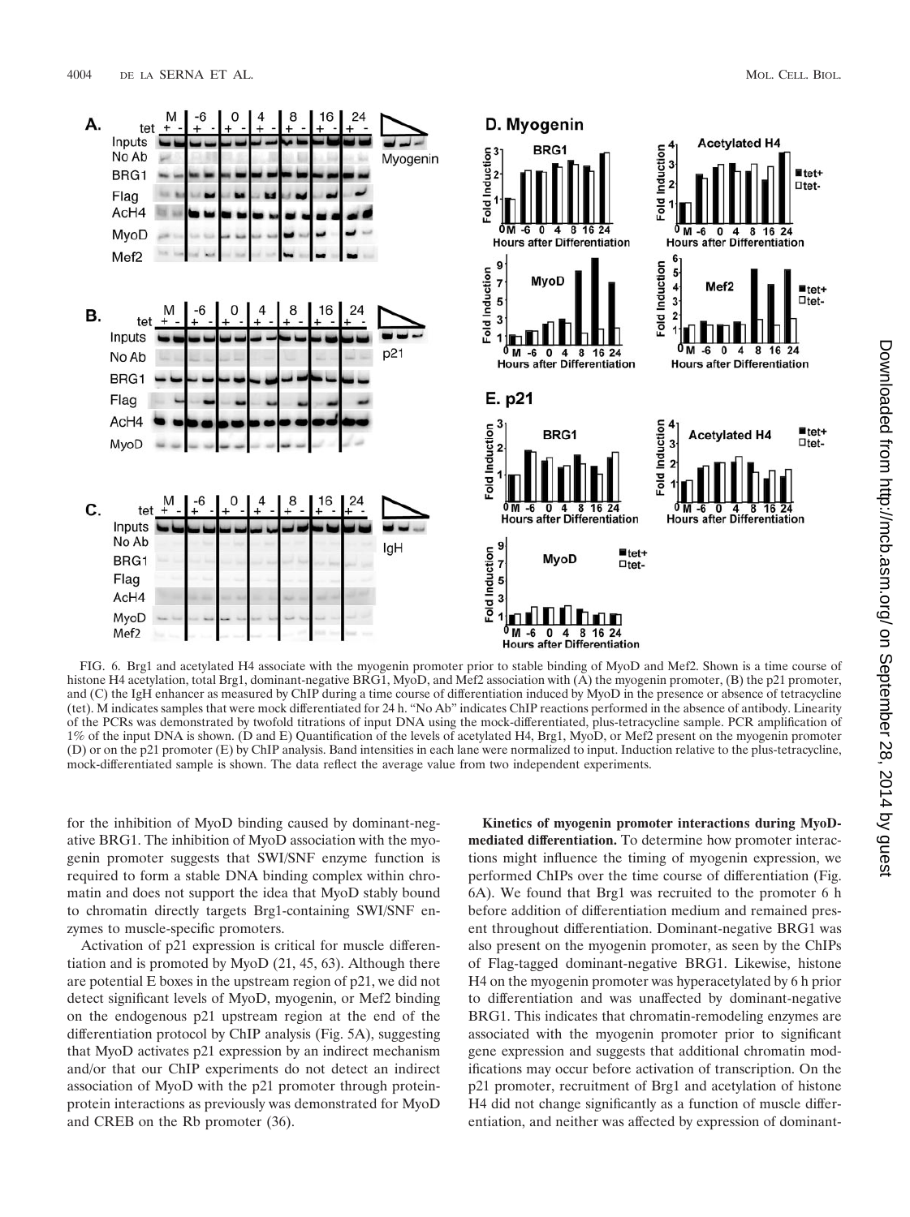FIG. 6. Brg1 and acetylated H4 associate with the myogenin promoter prior to stable binding of MyoD and Mef2. Shown is a time course of histone H4 acetylation, total Brg1, dominant-negative BRG1, MyoD, and Mef2 association with (A) the myogenin promoter, (B) the p21 promoter, and (C) the IgH enhancer as measured by ChIP during a time course of differentiation induced by MyoD in the presence or absence of tetracycline (tet). M indicates samples that were mock differentiated for 24 h. "No Ab" indicates ChIP reactions performed in the absence of antibody. Linearity of the PCRs was demonstrated by twofold titrations of input DNA using the mock-differentiated, plus-tetracycline sample. PCR amplification of 1% of the input DNA is shown. (D and E) Quantification of the levels of acetylated H4, Brg1, MyoD, or Mef2 present on the myogenin promoter (D) or on the p21 promoter (E) by ChIP analysis. Band intensities in each lane were normalized to input. Induction relative to the plus-tetracycline, mock-differentiated sample is shown. The data reflect the average value from two independent experiments.

for the inhibition of MyoD binding caused by dominant-negative BRG1. The inhibition of MyoD association with the myogenin promoter suggests that SWI/SNF enzyme function is required to form a stable DNA binding complex within chromatin and does not support the idea that MyoD stably bound to chromatin directly targets Brg1-containing SWI/SNF enzymes to muscle-specific promoters.

Activation of p21 expression is critical for muscle differentiation and is promoted by MyoD (21, 45, 63). Although there are potential E boxes in the upstream region of p21, we did not detect significant levels of MyoD, myogenin, or Mef2 binding on the endogenous p21 upstream region at the end of the differentiation protocol by ChIP analysis (Fig. 5A), suggesting that MyoD activates p21 expression by an indirect mechanism and/or that our ChIP experiments do not detect an indirect association of MyoD with the p21 promoter through protein-protein interactions as previously was demonstrated for MyoD and CREB on the Rb promoter (36).

**Kinetics of myogenin promoter interactions during MyoD-mediated differentiation.** To determine how promoter interactions might influence the timing of myogenin expression, we performed ChIPs over the time course of differentiation (Fig. 6A). We found that Brg1 was recruited to the promoter 6 h before addition of differentiation medium and remained present throughout differentiation. Dominant-negative BRG1 was also present on the myogenin promoter, as seen by the ChIPs of Flag-tagged dominant-negative BRG1. Likewise, histone H4 on the myogenin promoter was hyperacetylated by 6 h prior to differentiation and was unaffected by dominant-negative BRG1. This indicates that chromatin-remodeling enzymes are associated with the myogenin promoter prior to significant gene expression and suggests that additional chromatin modifications may occur before activation of transcription. On the p21 promoter, recruitment of Brg1 and acetylation of histone H4 did not change significantly as a function of muscle differentiation, and neither was affected by expression of dominant-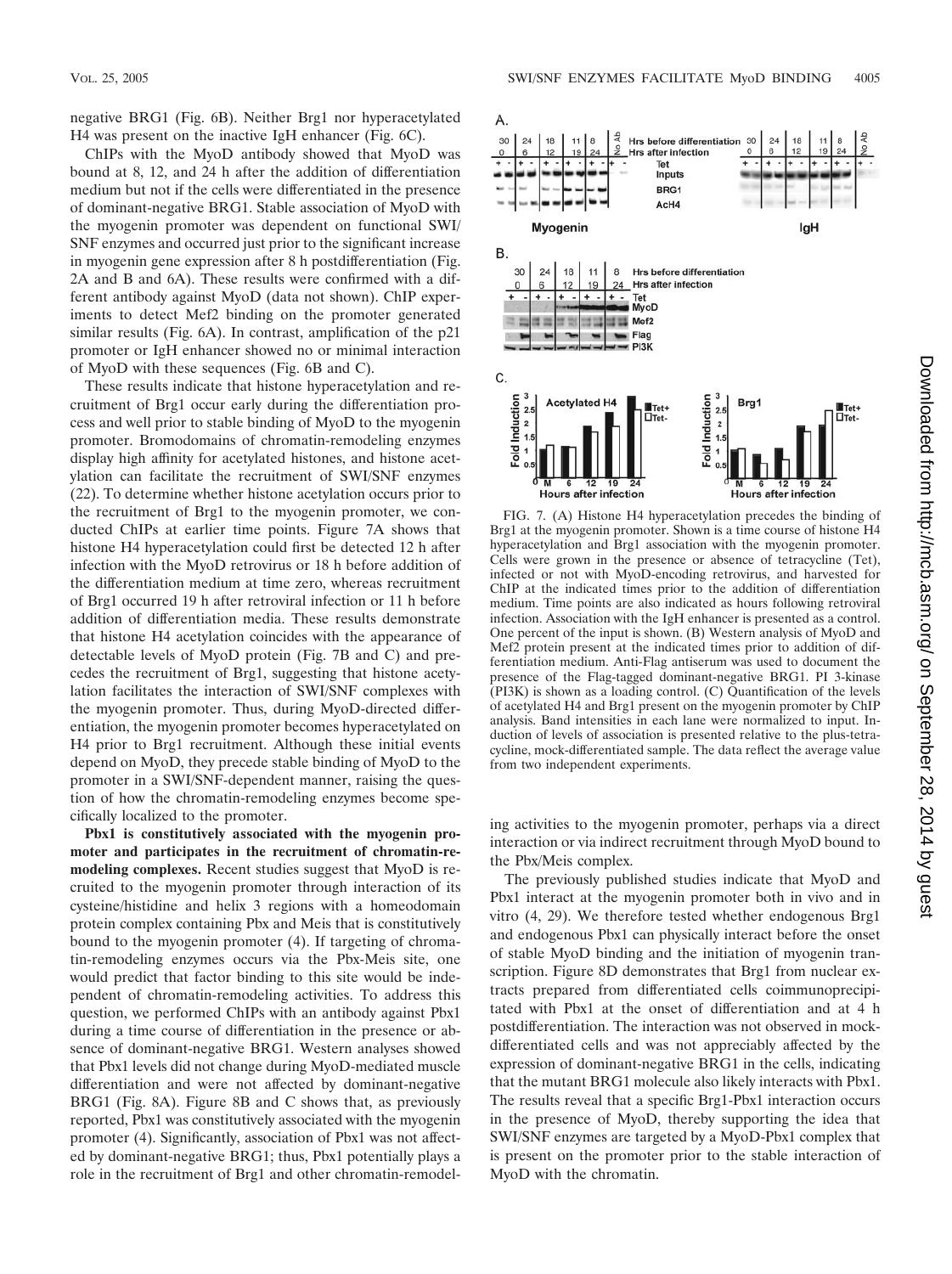negative BRG1 (Fig. 6B). Neither Brg1 nor hyperacetylated H4 was present on the inactive IgH enhancer (Fig. 6C).

ChIPs with the MyoD antibody showed that MyoD was bound at 8, 12, and 24 h after the addition of differentiation medium but not if the cells were differentiated in the presence of dominant-negative BRG1. Stable association of MyoD with the myogenin promoter was dependent on functional SWI/SNF enzymes and occurred just prior to the significant increase in myogenin gene expression after 8 h postdifferentiation (Fig. 2A and B and 6A). These results were confirmed with a different antibody against MyoD (data not shown). ChIP experiments to detect Mef2 binding on the promoter generated similar results (Fig. 6A). In contrast, amplification of the p21 promoter or IgH enhancer showed no or minimal interaction of MyoD with these sequences (Fig. 6B and C).

These results indicate that histone hyperacetylation and recruitment of Brg1 occur early during the differentiation process and well prior to stable binding of MyoD to the myogenin promoter. Bromodomains of chromatin-remodeling enzymes display high affinity for acetylated histones, and histone acetylation can facilitate the recruitment of SWI/SNF enzymes (22). To determine whether histone acetylation occurs prior to the recruitment of Brg1 to the myogenin promoter, we conducted ChIPs at earlier time points. Figure 7A shows that histone H4 hyperacetylation could first be detected 12 h after infection with the MyoD retrovirus or 18 h before addition of the differentiation medium at time zero, whereas recruitment of Brg1 occurred 19 h after retroviral infection or 11 h before addition of differentiation media. These results demonstrate that histone H4 acetylation coincides with the appearance of detectable levels of MyoD protein (Fig. 7B and C) and precedes the recruitment of Brg1, suggesting that histone acetylation facilitates the interaction of SWI/SNF complexes with the myogenin promoter. Thus, during MyoD-directed differentiation, the myogenin promoter becomes hyperacetylated on H4 prior to Brg1 recruitment. Although these initial events depend on MyoD, they precede stable binding of MyoD to the promoter in a SWI/SNF-dependent manner, raising the question of how the chromatin-remodeling enzymes become specifically localized to the promoter.

**Pbx1 is constitutively associated with the myogenin promoter and participates in the recruitment of chromatin-remodeling complexes.** Recent studies suggest that MyoD is recruited to the myogenin promoter through interaction of its cysteine/histidine and helix 3 regions with a homeodomain protein complex containing Pbx and Meis that is constitutively bound to the myogenin promoter (4). If targeting of chromatin-remodeling enzymes occurs via the Pbx-Meis site, one would predict that factor binding to this site would be independent of chromatin-remodeling activities. To address this question, we performed ChIPs with an antibody against Pbx1 during a time course of differentiation in the presence or absence of dominant-negative BRG1. Western analyses showed that Pbx1 levels did not change during MyoD-mediated muscle differentiation and were not affected by dominant-negative BRG1 (Fig. 8A). Figure 8B and C shows that, as previously reported, Pbx1 was constitutively associated with the myogenin promoter (4). Significantly, association of Pbx1 was not affected by dominant-negative BRG1; thus, Pbx1 potentially plays a role in the recruitment of Brg1 and other chromatin-remodeling activities to the myogenin promoter, perhaps via a direct interaction or via indirect recruitment through MyoD bound to the Pbx/Meis complex.

FIG. 7. (A) Histone H4 hyperacetylation precedes the binding of Brg1 at the myogenin promoter. Shown is a time course of histone H4 hyperacetylation and Brg1 association with the myogenin promoter. Cells were grown in the presence or absence of tetracycline (Tet), infected or not with MyoD-encoding retrovirus, and harvested for ChIP at the indicated times prior to the addition of differentiation medium. Time points are also indicated as hours following retroviral infection. Association with the IgH enhancer is presented as a control. One percent of the input is shown. (B) Western analysis of MyoD and Mef2 protein present at the indicated times prior to addition of differentiation medium. Anti-Flag antiserum was used to document the presence of the Flag-tagged dominant-negative BRG1. PI 3-kinase (PI3K) is shown as a loading control. (C) Quantification of the levels of acetylated H4 and Brg1 present on the myogenin promoter by ChIP analysis. Band intensities in each lane were normalized to input. Induction of levels of association is presented relative to the plus-tetracycline, mock-differentiated sample. The data reflect the average value from two independent experiments.

The previously published studies indicate that MyoD and Pbx1 interact at the myogenin promoter both in vivo and in vitro (4, 29). We therefore tested whether endogenous Brg1 and endogenous Pbx1 can physically interact before the onset of stable MyoD binding and the initiation of myogenin transcription. Figure 8D demonstrates that Brg1 from nuclear extracts prepared from differentiated cells coimmunoprecipitated with Pbx1 at the onset of differentiation and at 4 h postdifferentiation. The interaction was not observed in mock-differentiated cells and was not appreciably affected by the expression of dominant-negative BRG1 in the cells, indicating that the mutant BRG1 molecule also likely interacts with Pbx1. The results reveal that a specific Brg1-Pbx1 interaction occurs in the presence of MyoD, thereby supporting the idea that SWI/SNF enzymes are targeted by a MyoD-Pbx1 complex that is present on the promoter prior to the stable interaction of MyoD with the chromatin.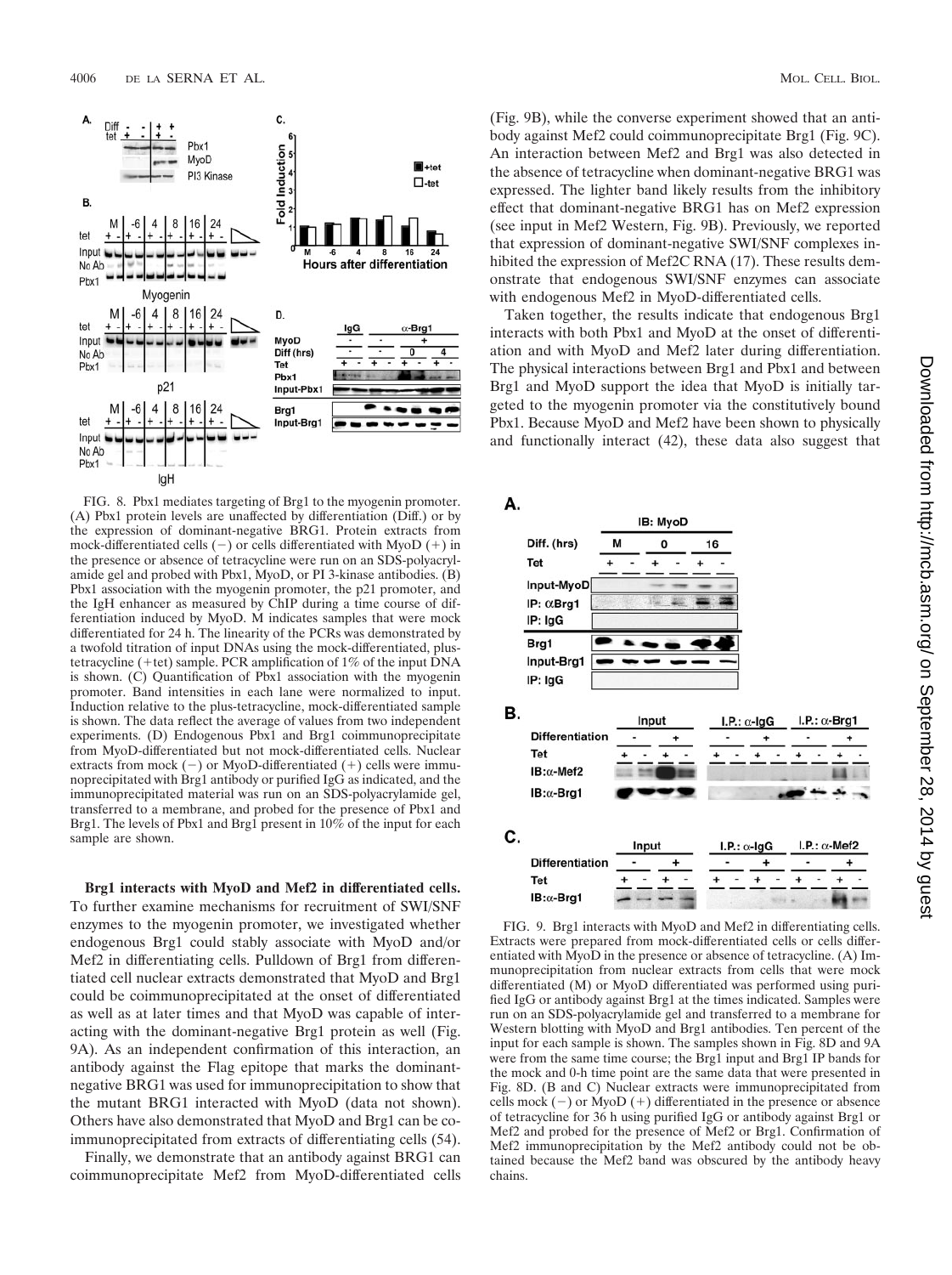FIG. 8. Pbx1 mediates targeting of Brg1 to the myogenin promoter. (A) Pbx1 protein levels are unaffected by differentiation (Diff.) or by the expression of dominant-negative BRG1. Protein extracts from mock-differentiated cells (−) or cells differentiated with MyoD (+) in the presence or absence of tetracycline were run on an SDS-polyacrylamide gel and probed with Pbx1, MyoD, or PI 3-kinase antibodies. (B) Pbx1 association with the myogenin promoter, the p21 promoter, and the IgH enhancer as measured by ChIP during a time course of differentiation induced by MyoD. M indicates samples that were mock differentiated for 24 h. The linearity of the PCRs was demonstrated by a twofold titration of input DNAs using the mock-differentiated, plus-tetracycline (+tet) sample. PCR amplification of 1% of the input DNA is shown. (C) Quantification of Pbx1 association with the myogenin promoter. Band intensities in each lane were normalized to input. Induction relative to the plus-tetracycline, mock-differentiated sample is shown. The data reflect the average of values from two independent experiments. (D) Endogenous Pbx1 and Brg1 coimmunoprecipitate from MyoD-differentiated but not mock-differentiated cells. Nuclear extracts from mock (−) or MyoD-differentiated (+) cells were immunoprecipitated with Brg1 antibody or purified IgG as indicated, and the immunoprecipitated material was run on an SDS-polyacrylamide gel, transferred to a membrane, and probed for the presence of Pbx1 and Brg1. The levels of Pbx1 and Brg1 present in 10% of the input for each sample are shown.

**Brg1 interacts with MyoD and Mef2 in differentiated cells.** To further examine mechanisms for recruitment of SWI/SNF enzymes to the myogenin promoter, we investigated whether endogenous Brg1 could stably associate with MyoD and/or Mef2 in differentiating cells. Pulldown of Brg1 from differentiated cell nuclear extracts demonstrated that MyoD and Brg1 could be coimmunoprecipitated at the onset of differentiated as well as at later times and that MyoD was capable of interacting with the dominant-negative Brg1 protein as well (Fig. 9A). As an independent confirmation of this interaction, an antibody against the Flag epitope that marks the dominant-negative BRG1 was used for immunoprecipitation to show that the mutant BRG1 interacted with MyoD (data not shown). Others have also demonstrated that MyoD and Brg1 can be coimmunoprecipitated from extracts of differentiating cells (54).

Finally, we demonstrate that an antibody against BRG1 can coimmunoprecipitate Mef2 from MyoD-differentiated cells (Fig. 9B), while the converse experiment showed that an antibody against Mef2 could coimmunoprecipitate Brg1 (Fig. 9C). An interaction between Mef2 and Brg1 was also detected in the absence of tetracycline when dominant-negative BRG1 was expressed. The lighter band likely results from the inhibitory effect that dominant-negative BRG1 has on Mef2 expression (see input in Mef2 Western, Fig. 9B). Previously, we reported that expression of dominant-negative SWI/SNF complexes inhibited the expression of Mef2C RNA (17). These results demonstrate that endogenous SWI/SNF enzymes can associate with endogenous Mef2 in MyoD-differentiated cells.

Taken together, the results indicate that endogenous Brg1 interacts with both Pbx1 and MyoD at the onset of differentiation and with MyoD and Mef2 later during differentiation. The physical interactions between Brg1 and Pbx1 and between Brg1 and MyoD support the idea that MyoD is initially targeted to the myogenin promoter via the constitutively bound Pbx1. Because MyoD and Mef2 have been shown to physically and functionally interact (42), these data also suggest that

FIG. 9. Brg1 interacts with MyoD and Mef2 in differentiating cells. Extracts were prepared from mock-differentiated cells or cells differentiated with MyoD in the presence or absence of tetracycline. (A) Immunoprecipitation from nuclear extracts from cells that were mock differentiated (M) or MyoD differentiated was performed using purified IgG or antibody against Brg1 at the times indicated. Samples were run on an SDS-polyacrylamide gel and transferred to a membrane for Western blotting with MyoD and Brg1 antibodies. Ten percent of the input for each sample is shown. The samples shown in Fig. 8D and 9A were from the same time course; the Brg1 input and Brg1 IP bands for the mock and 0-h time point are the same data that were presented in Fig. 8D. (B and C) Nuclear extracts were immunoprecipitated from cells mock (−) or MyoD (+) differentiated in the presence or absence of tetracycline for 36 h using purified IgG or antibody against Brg1 or Mef2 and probed for the presence of Mef2 or Brg1. Confirmation of Mef2 immunoprecipitation by the Mef2 antibody could not be obtained because the Mef2 band was obscured by the antibody heavy chains.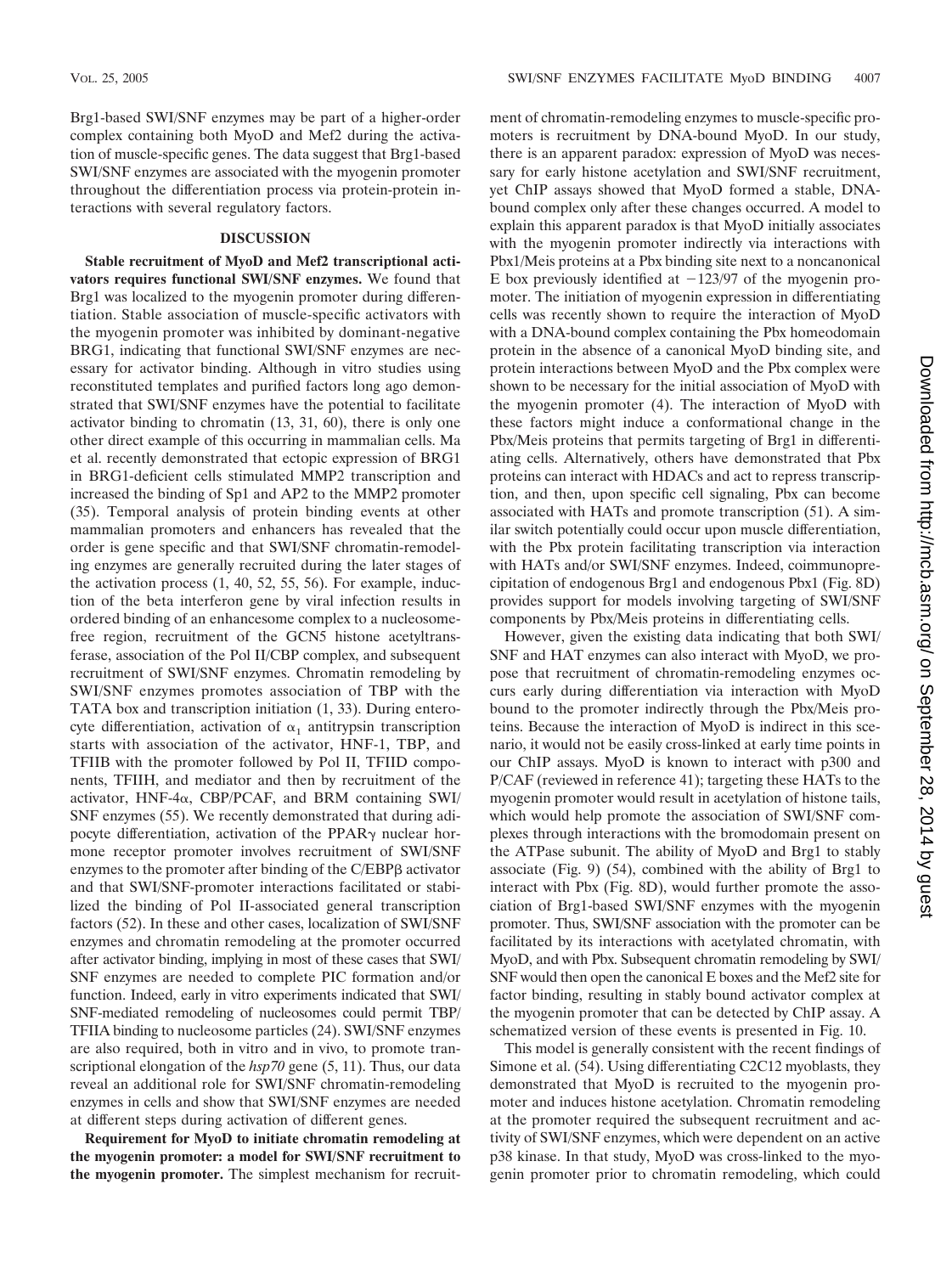Brg1-based SWI/SNF enzymes may be part of a higher-order complex containing both MyoD and Mef2 during the activation of muscle-specific genes. The data suggest that Brg1-based SWI/SNF enzymes are associated with the myogenin promoter throughout the differentiation process via protein-protein interactions with several regulatory factors.

## DISCUSSION

**Stable recruitment of MyoD and Mef2 transcriptional activators requires functional SWI/SNF enzymes.** We found that Brg1 was localized to the myogenin promoter during differentiation. Stable association of muscle-specific activators with the myogenin promoter was inhibited by dominant-negative BRG1, indicating that functional SWI/SNF enzymes are necessary for activator binding. Although in vitro studies using reconstituted templates and purified factors long ago demonstrated that SWI/SNF enzymes have the potential to facilitate activator binding to chromatin (13, 31, 60), there is only one other direct example of this occurring in mammalian cells. Ma et al. recently demonstrated that ectopic expression of BRG1 in BRG1-deficient cells stimulated MMP2 transcription and increased the binding of Sp1 and AP2 to the MMP2 promoter (35). Temporal analysis of protein binding events at other mammalian promoters and enhancers has revealed that the order is gene specific and that SWI/SNF chromatin-remodeling enzymes are generally recruited during the later stages of the activation process (1, 40, 52, 55, 56). For example, induction of the beta interferon gene by viral infection results in ordered binding of an enhancesome complex to a nucleosome-free region, recruitment of the GCN5 histone acetyltransferase, association of the Pol II/CBP complex, and subsequent recruitment of SWI/SNF enzymes. Chromatin remodeling by SWI/SNF enzymes promotes association of TBP with the TATA box and transcription initiation (1, 33). During enterocyte differentiation, activation of $\alpha_1$ antitrypsin transcription starts with association of the activator, HNF-1, TBP, and TFIIB with the promoter followed by Pol II, TFIID components, TFIIH, and mediator and then by recruitment of the activator, HNF-4$\alpha$, CBP/PCAF, and BRM containing SWI/SNF enzymes (55). We recently demonstrated that during adipocyte differentiation, activation of the PPAR$\gamma$ nuclear hormone receptor promoter involves recruitment of SWI/SNF enzymes to the promoter after binding of the C/EBP$\beta$ activator and that SWI/SNF-promoter interactions facilitated or stabilized the binding of Pol II-associated general transcription factors (52). In these and other cases, localization of SWI/SNF enzymes and chromatin remodeling at the promoter occurred after activator binding, implying in most of these cases that SWI/SNF enzymes are needed to complete PIC formation and/or function. Indeed, early in vitro experiments indicated that SWI/SNF-mediated remodeling of nucleosomes could permit TBP/TFIIA binding to nucleosome particles (24). SWI/SNF enzymes are also required, both in vitro and in vivo, to promote transcriptional elongation of the *hsp70* gene (5, 11). Thus, our data reveal an additional role for SWI/SNF chromatin-remodeling enzymes in cells and show that SWI/SNF enzymes are needed at different steps during activation of different genes.

**Requirement for MyoD to initiate chromatin remodeling at the myogenin promoter: a model for SWI/SNF recruitment to the myogenin promoter.** The simplest mechanism for recruitment of chromatin-remodeling enzymes to muscle-specific promoters is recruitment by DNA-bound MyoD. In our study, there is an apparent paradox: expression of MyoD was necessary for early histone acetylation and SWI/SNF recruitment, yet ChIP assays showed that MyoD formed a stable, DNA-bound complex only after these changes occurred. A model to explain this apparent paradox is that MyoD initially associates with the myogenin promoter indirectly via interactions with Pbx1/Meis proteins at a Pbx binding site next to a noncanonical E box previously identified at −123/97 of the myogenin promoter. The initiation of myogenin expression in differentiating cells was recently shown to require the interaction of MyoD with a DNA-bound complex containing the Pbx homeodomain protein in the absence of a canonical MyoD binding site, and protein interactions between MyoD and the Pbx complex were shown to be necessary for the initial association of MyoD with the myogenin promoter (4). The interaction of MyoD with these factors might induce a conformational change in the Pbx/Meis proteins that permits targeting of Brg1 in differentiating cells. Alternatively, others have demonstrated that Pbx proteins can interact with HDACs and act to repress transcription, and then, upon specific cell signaling, Pbx can become associated with HATs and promote transcription (51). A similar switch potentially could occur upon muscle differentiation, with the Pbx protein facilitating transcription via interaction with HATs and/or SWI/SNF enzymes. Indeed, coimmunoprecipitation of endogenous Brg1 and endogenous Pbx1 (Fig. 8D) provides support for models involving targeting of SWI/SNF components by Pbx/Meis proteins in differentiating cells.

However, given the existing data indicating that both SWI/SNF and HAT enzymes can also interact with MyoD, we propose that recruitment of chromatin-remodeling enzymes occurs early during differentiation via interaction with MyoD bound to the promoter indirectly through the Pbx/Meis proteins. Because the interaction of MyoD is indirect in this scenario, it would not be easily cross-linked at early time points in our ChIP assays. MyoD is known to interact with p300 and P/CAF (reviewed in reference 41); targeting these HATs to the myogenin promoter would result in acetylation of histone tails, which would help promote the association of SWI/SNF complexes through interactions with the bromodomain present on the ATPase subunit. The ability of MyoD and Brg1 to stably associate (Fig. 9) (54), combined with the ability of Brg1 to interact with Pbx (Fig. 8D), would further promote the association of Brg1-based SWI/SNF enzymes with the myogenin promoter. Thus, SWI/SNF association with the promoter can be facilitated by its interactions with acetylated chromatin, with MyoD, and with Pbx. Subsequent chromatin remodeling by SWI/SNF would then open the canonical E boxes and the Mef2 site for factor binding, resulting in stably bound activator complex at the myogenin promoter that can be detected by ChIP assay. A schematized version of these events is presented in Fig. 10.

This model is generally consistent with the recent findings of Simone et al. (54). Using differentiating C2C12 myoblasts, they demonstrated that MyoD is recruited to the myogenin promoter and induces histone acetylation. Chromatin remodeling at the promoter required the subsequent recruitment and activity of SWI/SNF enzymes, which were dependent on an active p38 kinase. In that study, MyoD was cross-linked to the myogenin promoter prior to chromatin remodeling, which could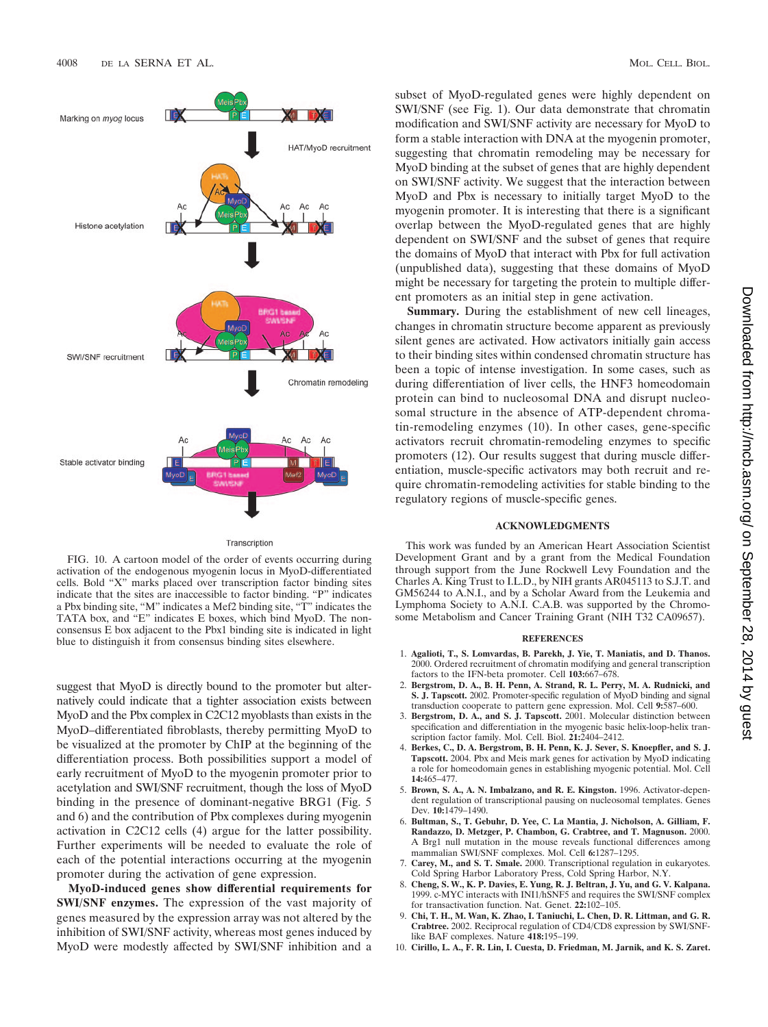FIG. 10. A cartoon model of the order of events occurring during activation of the endogenous myogenin locus in MyoD-differentiated cells. Bold "X" marks placed over transcription factor binding sites indicate that the sites are inaccessible to factor binding. "P" indicates a Pbx binding site, "M" indicates a Mef2 binding site, "T" indicates the TATA box, and "E" indicates E boxes, which bind MyoD. The nonconsensus E box adjacent to the Pbx1 binding site is indicated in light blue to distinguish it from consensus binding sites elsewhere.

suggest that MyoD is directly bound to the promoter but alternatively could indicate that a tighter association exists between MyoD and the Pbx complex in C2C12 myoblasts than exists in the MyoD–differentiated fibroblasts, thereby permitting MyoD to be visualized at the promoter by ChIP at the beginning of the differentiation process. Both possibilities support a model of early recruitment of MyoD to the myogenin promoter prior to acetylation and SWI/SNF recruitment, though the loss of MyoD binding in the presence of dominant-negative BRG1 (Fig. 5 and 6) and the contribution of Pbx complexes during myogenin activation in C2C12 cells (4) argue for the latter possibility. Further experiments will be needed to evaluate the role of each of the potential interactions occurring at the myogenin promoter during the activation of gene expression.

**MyoD-induced genes show differential requirements for SWI/SNF enzymes.** The expression of the vast majority of genes measured by the expression array was not altered by the inhibition of SWI/SNF activity, whereas most genes induced by MyoD were modestly affected by SWI/SNF inhibition and a subset of MyoD-regulated genes were highly dependent on SWI/SNF (see Fig. 1). Our data demonstrate that chromatin modification and SWI/SNF activity are necessary for MyoD to form a stable interaction with DNA at the myogenin promoter, suggesting that chromatin remodeling may be necessary for MyoD binding at the subset of genes that are highly dependent on SWI/SNF activity. We suggest that the interaction between MyoD and Pbx is necessary to initially target MyoD to the myogenin promoter. It is interesting that there is a significant overlap between the MyoD-regulated genes that are highly dependent on SWI/SNF and the subset of genes that require the domains of MyoD that interact with Pbx for full activation (unpublished data), suggesting that these domains of MyoD might be necessary for targeting the protein to multiple different promoters as an initial step in gene activation.

**Summary.** During the establishment of new cell lineages, changes in chromatin structure become apparent as previously silent genes are activated. How activators initially gain access to their binding sites within condensed chromatin structure has been a topic of intense investigation. In some cases, such as during differentiation of liver cells, the HNF3 homeodomain protein can bind to nucleosomal DNA and disrupt nucleosomal structure in the absence of ATP-dependent chromatin-remodeling enzymes (10). In other cases, gene-specific activators recruit chromatin-remodeling enzymes to specific promoters (12). Our results suggest that during muscle differentiation, muscle-specific activators may both recruit and require chromatin-remodeling activities for stable binding to the regulatory regions of muscle-specific genes.

## ACKNOWLEDGMENTS

This work was funded by an American Heart Association Scientist Development Grant and by a grant from the Medical Foundation through support from the June Rockwell Levy Foundation and the Charles A. King Trust to I.L.D., by NIH grants AR045113 to S.J.T. and GM56244 to A.N.I., and by a Scholar Award from the Leukemia and Lymphoma Society to A.N.I. C.A.B. was supported by the Chromosome Metabolism and Cancer Training Grant (NIH T32 CA09657).

## REFERENCES

1. **Agalioti, T., S. Lomvardas, B. Parekh, J. Yie, T. Maniatis, and D. Thanos.** 2000. Ordered recruitment of chromatin modifying and general transcription factors to the IFN-beta promoter. Cell **103:**667–678.
2. **Bergstrom, D. A., B. H. Penn, A. Strand, R. L. Perry, M. A. Rudnicki, and S. J. Tapscott.** 2002. Promoter-specific regulation of MyoD binding and signal transduction cooperate to pattern gene expression. Mol. Cell **9:**587–600.
3. **Bergstrom, D. A., and S. J. Tapscott.** 2001. Molecular distinction between specification and differentiation in the myogenic basic helix-loop-helix transcription factor family. Mol. Cell. Biol. **21:**2404–2412.
4. **Berkes, C., D. A. Bergstrom, B. H. Penn, K. J. Sever, S. Knoepfler, and S. J. Tapscott.** 2004. Pbx and Meis mark genes for activation by MyoD indicating a role for homeodomain genes in establishing myogenic potential. Mol. Cell **14:**465–477.
5. **Brown, S. A., A. N. Imbalzano, and R. E. Kingston.** 1996. Activator-dependent regulation of transcriptional pausing on nucleosomal templates. Genes Dev. **10:**1479–1490.
6. **Bultman, S., T. Gebuhr, D. Yee, C. La Mantia, J. Nicholson, A. Gilliam, F. Randazzo, D. Metzger, P. Chambon, G. Crabtree, and T. Magnuson.** 2000. A Brg1 null mutation in the mouse reveals functional differences among mammalian SWI/SNF complexes. Mol. Cell **6:**1287–1295.
7. **Carey, M., and S. T. Smale.** 2000. Transcriptional regulation in eukaryotes. Cold Spring Harbor Laboratory Press, Cold Spring Harbor, N.Y.
8. **Cheng, S. W., K. P. Davies, E. Yung, R. J. Beltran, J. Yu, and G. V. Kalpana.** 1999. c-MYC interacts with INI1/hSNF5 and requires the SWI/SNF complex for transactivation function. Nat. Genet. **22:**102–105.
9. **Chi, T. H., M. Wan, K. Zhao, I. Taniuchi, L. Chen, D. R. Littman, and G. R. Crabtree.** 2002. Reciprocal regulation of CD4/CD8 expression by SWI/SNF-like BAF complexes. Nature **418:**195–199.
10. **Cirillo, L. A., F. R. Lin, I. Cuesta, D. Friedman, M. Jarnik, and K. S. Zaret.**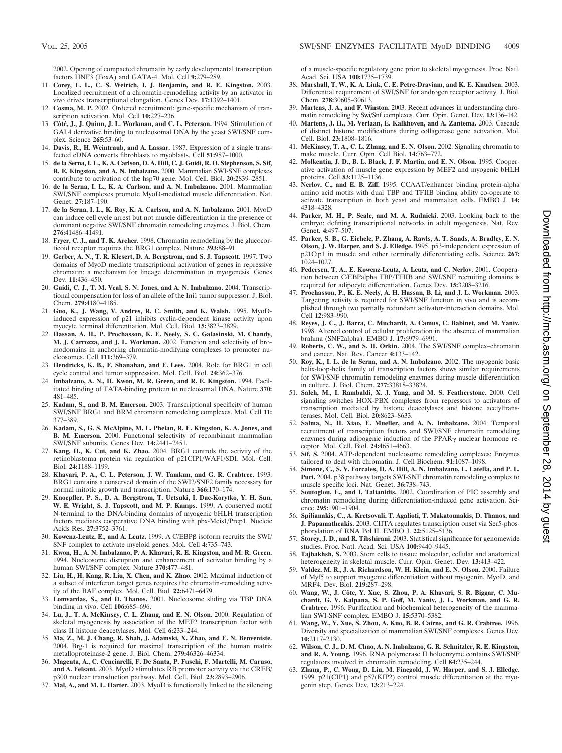2002. Opening of compacted chromatin by early developmental transcription factors HNF3 (FoxA) and GATA-4. Mol. Cell **9:**279–289.

11. **Corey, L. L., C. S. Weirich, I. J. Benjamin, and R. E. Kingston.** 2003. Localized recruitment of a chromatin-remodeling activity by an activator in vivo drives transcriptional elongation. Genes Dev. **17:**1392–1401.
12. **Cosma, M. P.** 2002. Ordered recruitment: gene-specific mechanism of transcription activation. Mol. Cell **10:**227–236.
13. **Côté, J., J. Quinn, J. L. Workman, and C. L. Peterson.** 1994. Stimulation of GAL4 derivative binding to nucleosomal DNA by the yeast SWI/SNF complex. Science **265:**53–60.
14. **Davis, R., H. Weintraub, and A. Lassar.** 1987. Expression of a single transfected cDNA converts fibroblasts to myoblasts. Cell **51:**987–1000.
15. **de la Serna, I. L., K. A. Carlson, D. A. Hill, C. J. Guidi, R. O. Stephenson, S. Sif, R. E. Kingston, and A. N. Imbalzano.** 2000. Mammalian SWI-SNF complexes contribute to activation of the hsp70 gene. Mol. Cell. Biol. **20:**2839–2851.
16. **de la Serna, I. L., K. A. Carlson, and A. N. Imbalzano.** 2001. Mammalian SWI/SNF complexes promote MyoD-mediated muscle differentiation. Nat. Genet. **27:**187–190.
17. **de la Serna, I. L., K. Roy, K. A. Carlson, and A. N. Imbalzano.** 2001. MyoD can induce cell cycle arrest but not muscle differentiation in the presence of dominant negative SWI/SNF chromatin remodeling enzymes. J. Biol. Chem. **276:**41486–41491.
18. **Fryer, C. J., and T. K. Archer.** 1998. Chromatin remodelling by the glucocorticoid receptor requires the BRG1 complex. Nature **393:**88–91.
19. **Gerber, A. N., T. R. Klesert, D. A. Bergstrom, and S. J. Tapscott.** 1997. Two domains of MyoD mediate transcriptional activation of genes in repressive chromatin: a mechanism for lineage determination in myogenesis. Genes Dev. **11:**436–450.
20. **Guidi, C. J., T. M. Veal, S. N. Jones, and A. N. Imbalzano.** 2004. Transcriptional compensation for loss of an allele of the Ini1 tumor suppressor. J. Biol. Chem. **279:**4180–4185.
21. **Guo, K., J. Wang, V. Andres, R. C. Smith, and K. Walsh.** 1995. MyoD-induced expression of p21 inhibits cyclin-dependent kinase activity upon myocyte terminal differentiation. Mol. Cell. Biol. **15:**3823–3829.
22. **Hassan, A. H., P. Prochasson, K. E. Neely, S. C. Galasinski, M. Chandy, M. J. Carrozza, and J. L. Workman.** 2002. Function and selectivity of bromodomains in anchoring chromatin-modifying complexes to promoter nucleosomes. Cell **111:**369–379.
23. **Hendricks, K. B., F. Shanahan, and E. Lees.** 2004. Role for BRG1 in cell cycle control and tumor suppression. Mol. Cell. Biol. **24:**362–376.
24. **Imbalzano, A. N., H. Kwon, M. R. Green, and R. E. Kingston.** 1994. Facilitated binding of TATA-binding protein to nucleosomal DNA. Nature **370:**481–485.
25. **Kadam, S., and B. M. Emerson.** 2003. Transcriptional specificity of human SWI/SNF BRG1 and BRM chromatin remodeling complexes. Mol. Cell **11:**377–389.
26. **Kadam, S., G. S. McAlpine, M. L. Phelan, R. E. Kingston, K. A. Jones, and B. M. Emerson.** 2000. Functional selectivity of recombinant mammalian SWI/SNF subunits. Genes Dev. **14:**2441–2451.
27. **Kang, H., K. Cui, and K. Zhao.** 2004. BRG1 controls the activity of the retinoblastoma protein via regulation of p21CIP1/WAF1/SDI. Mol. Cell. Biol. **24:**1188–1199.
28. **Khavari, P. A., C. L. Peterson, J. W. Tamkun, and G. R. Crabtree.** 1993. BRG1 contains a conserved domain of the SWI2/SNF2 family necessary for normal mitotic growth and transcription. Nature **366:**170–174.
29. **Knoepfler, P. S., D. A. Bergstrom, T. Uetsuki, I. Dac-Korytko, Y. H. Sun, W. E. Wright, S. J. Tapscott, and M. P. Kamps.** 1999. A conserved motif N-terminal to the DNA-binding domains of myogenic bHLH transcription factors mediates cooperative DNA binding with pbx-Meis1/Prep1. Nucleic Acids Res. **27:**3752–3761.
30. **Kowenz-Leutz, E., and A. Leutz.** 1999. A C/EBPβ isoform recruits the SWI/SNF complex to activate myeloid genes. Mol. Cell **4:**735–743.
31. **Kwon, H., A. N. Imbalzano, P. A. Khavari, R. E. Kingston, and M. R. Green.** 1994. Nucleosome disruption and enhancement of activator binding by a human SWI/SNF complex. Nature **370:**477–481.
32. **Liu, H., H. Kang, R. Liu, X. Chen, and K. Zhao.** 2002. Maximal induction of a subset of interferon target genes requires the chromatin-remodeling activity of the BAF complex. Mol. Cell. Biol. **22:**6471–6479.
33. **Lomvardas, S., and D. Thanos.** 2001. Nucleosome sliding via TBP DNA binding in vivo. Cell **106:**685–696.
34. **Lu, J., T. A. McKinsey, C. L. Zhang, and E. N. Olson.** 2000. Regulation of skeletal myogenesis by association of the MEF2 transcription factor with class II histone deacetylases. Mol. Cell **6:**233–244.
35. **Ma, Z., M. J. Chang, R. Shah, J. Adamski, X. Zhao, and E. N. Benveniste.** 2004. Brg-1 is required for maximal transcription of the human matrix metalloproteinase-2 gene. J. Biol. Chem. **279:**46326–46334.
36. **Magenta, A., C. Cenciarelli, F. De Santa, P. Fuschi, F. Martelli, M. Caruso, and A. Felsani.** 2003. MyoD stimulates RB promoter activity via the CREB/p300 nuclear transduction pathway. Mol. Cell. Biol. **23:**2893–2906.
37. **Mal, A., and M. L. Harter.** 2003. MyoD is functionally linked to the silencing of a muscle-specific regulatory gene prior to skeletal myogenesis. Proc. Natl. Acad. Sci. USA **100:**1735–1739.
38. **Marshall, T. W., K. A. Link, C. E. Petre-Draviam, and K. E. Knudsen.** 2003. Differential requirement of SWI/SNF for androgen receptor activity. J. Biol. Chem. **278:**30605–30613.
39. **Martens, J. A., and F. Winston.** 2003. Recent advances in understanding chromatin remodeling by Swi/Snf complexes. Curr. Opin. Genet. Dev. **13:**136–142.
40. **Martens, J. H., M. Verlaan, E. Kalkhoven, and A. Zantema.** 2003. Cascade of distinct histone modifications during collagenase gene activation. Mol. Cell. Biol. **23:**1808–1816.
41. **McKinsey, T. A., C. L. Zhang, and E. N. Olson.** 2002. Signaling chromatin to make muscle. Curr. Opin. Cell Biol. **14:**763–772.
42. **Molkentin, J. D., B. L. Black, J. F. Martin, and E. N. Olson.** 1995. Cooperative activation of muscle gene expression by MEF2 and myogenic bHLH proteins. Cell **83:**1125–1136.
43. **Nerlov, C., and E. B. Ziff.** 1995. CCAAT/enhancer binding protein-alpha amino acid motifs with dual TBP and TFIIB binding ability co-operate to activate transcription in both yeast and mammalian cells. EMBO J. **14:**4318–4328.
44. **Parker, M. H., P. Seale, and M. A. Rudnicki.** 2003. Looking back to the embryo: defining transcriptional networks in adult myogenesis. Nat. Rev. Genet. **4:**497–507.
45. **Parker, S. B., G. Eichele, P. Zhang, A. Rawls, A. T. Sands, A. Bradley, E. N. Olson, J. W. Harper, and S. J. Elledge.** 1995. p53-independent expression of p21Cip1 in muscle and other terminally differentiating cells. Science **267:**1024–1027.
46. **Pedersen, T. A., E. Kowenz-Leutz, A. Leutz, and C. Nerlov.** 2001. Cooperation between C/EBPalpha TBP/TFIIB and SWI/SNF recruiting domains is required for adipocyte differentiation. Genes Dev. **15:**3208–3216.
47. **Prochasson, P., K. E. Neely, A. H. Hassan, B. Li, and J. L. Workman.** 2003. Targeting activity is required for SWI/SNF function in vivo and is accomplished through two partially redundant activator-interaction domains. Mol. Cell **12:**983–990.
48. **Reyes, J. C., J. Barra, C. Muchardt, A. Camus, C. Babinet, and M. Yaniv.** 1998. Altered control of cellular proliferation in the absence of mammalian brahma (SNF2alpha). EMBO J. **17:**6979–6991.
49. **Roberts, C. W., and S. H. Orkin.** 2004. The SWI/SNF complex–chromatin and cancer. Nat. Rev. Cancer **4:**133–142.
50. **Roy, K., I. L. de la Serna, and A. N. Imbalzano.** 2002. The myogenic basic helix-loop-helix family of transcription factors shows similar requirements for SWI/SNF chromatin remodeling enzymes during muscle differentiation in culture. J. Biol. Chem. **277:**33818–33824.
51. **Saleh, M., I. Rambaldi, X. J. Yang, and M. S. Featherstone.** 2000. Cell signaling switches HOX-PBX complexes from repressors to activators of transcription mediated by histone deacetylases and histone acetyltransferases. Mol. Cell. Biol. **20:**8623–8633.
52. **Salma, N., H. Xiao, E. Mueller, and A. N. Imbalzano.** 2004. Temporal recruitment of transcription factors and SWI/SNF chromatin remodeling enzymes during adipogenic induction of the PPARγ nuclear hormone receptor. Mol. Cell. Biol. **24:**4651–4663.
53. **Sif, S.** 2004. ATP-dependent nucleosome remodeling complexes: Enzymes tailored to deal with chromatin. J. Cell Biochem. **91:**1087–1098.
54. **Simone, C., S. V. Forcales, D. A. Hill, A. N. Imbalzano, L. Latella, and P. L. Puri.** 2004. p38 pathway targets SWI-SNF chromatin remodeling complex to muscle specific loci. Nat. Genet. **36:**738–743.
55. **Soutoglou, E., and I. Talianidis.** 2002. Coordination of PIC assembly and chromatin remodeling during differentiation-induced gene activation. Science **295:**1901–1904.
56. **Spilianakis, C., A. Kretsovali, T. Agalioti, T. Makatounakis, D. Thanos, and J. Papamatheakis.** 2003. CIITA regulates transcription onset via Ser5-phosphorylation of RNA Pol II. EMBO J. **22:**5125–5136.
57. **Storey, J. D., and R. Tibshirani.** 2003. Statistical significance for genomewide studies. Proc. Natl. Acad. Sci. USA **100:**9440–9445.
58. **Tajbakhsh, S.** 2003. Stem cells to tissue: molecular, cellular and anatomical heterogeneity in skeletal muscle. Curr. Opin. Genet. Dev. **13:**413–422.
59. **Valdez, M. R., J. A. Richardson, W. H. Klein, and E. N. Olson.** 2000. Failure of Myf5 to support myogenic differentiation without myogenin, MyoD, and MRF4. Dev. Biol. **219:**287–298.
60. **Wang, W., J. Côte, Y. Xue, S. Zhou, P. A. Khavari, S. R. Biggar, C. Muchardt, G. V. Kalpana, S. P. Goff, M. Yaniv, J. L. Workman, and G. R. Crabtree.** 1996. Purification and biochemical heterogeneity of the mammalian SWI-SNF complex. EMBO J. **15:**5370–5382.
61. **Wang, W., Y. Xue, S. Zhou, A. Kuo, B. R. Cairns, and G. R. Crabtree.** 1996. Diversity and specialization of mammalian SWI/SNF complexes. Genes Dev. **10:**2117–2130.
62. **Wilson, C. J., D. M. Chao, A. N. Imbalzano, G. R. Schnitzler, R. E. Kingston, and R. A. Young.** 1996. RNA polymerase II holoenzyme contains SWI/SNF regulators involved in chromatin remodeling. Cell **84:**235–244.
63. **Zhang, P., C. Wong, D. Liu, M. Finegold, J. W. Harper, and S. J. Elledge.** 1999. p21(CIP1) and p57(KIP2) control muscle differentiation at the myogenin step. Genes Dev. **13:**213–224.